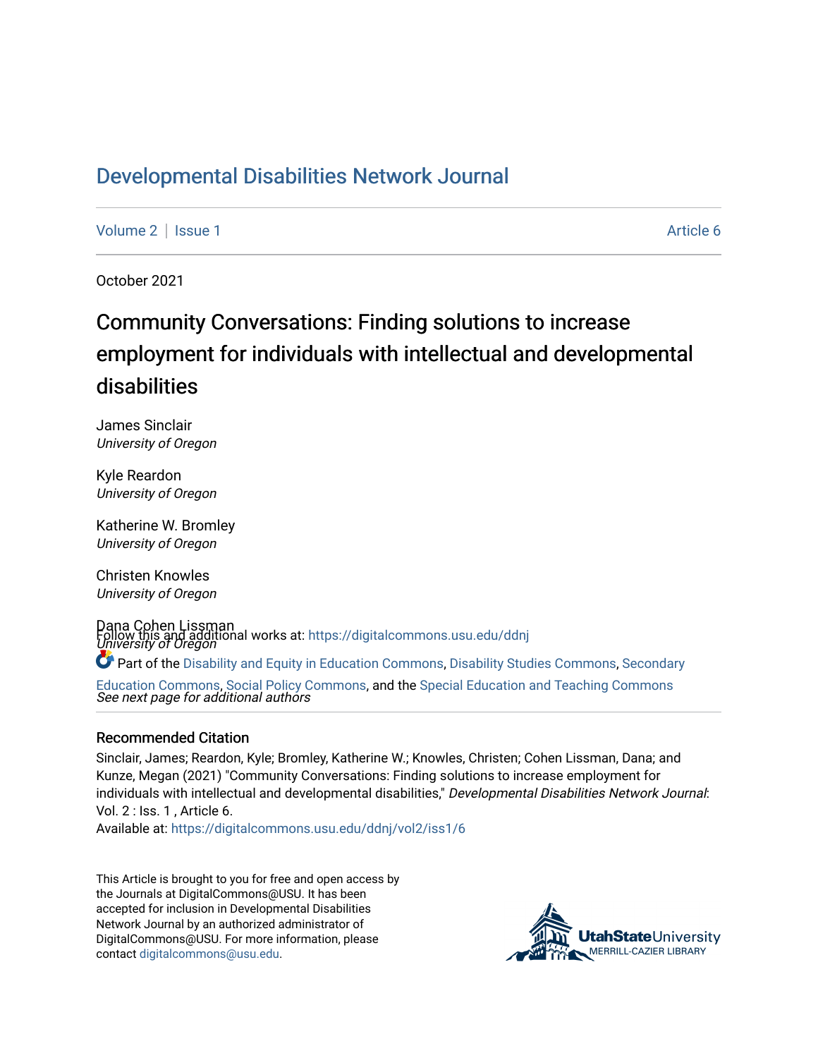# Developmental Disabilities Network Journal

Volume 2 | Issue 1 Article 6

October 2021

## Community Conversations: Finding solutions to increase employment for individuals with intellectual and developmental disabilities

James Sinclair
*University of Oregon*

Kyle Reardon
*University of Oregon*

Katherine W. Bromley
*University of Oregon*

Christen Knowles
*University of Oregon*

Dana Cohen Lissman
*University of Oregon*

*See next page for additional authors*

Follow this and additional works at: https://digitalcommons.usu.edu/ddnj

Part of the Disability and Equity in Education Commons, Disability Studies Commons, Secondary Education Commons, Social Policy Commons, and the Special Education and Teaching Commons

### Recommended Citation

Sinclair, James; Reardon, Kyle; Bromley, Katherine W.; Knowles, Christen; Cohen Lissman, Dana; and Kunze, Megan (2021) "Community Conversations: Finding solutions to increase employment for individuals with intellectual and developmental disabilities," *Developmental Disabilities Network Journal*: Vol. 2 : Iss. 1 , Article 6.
Available at: https://digitalcommons.usu.edu/ddnj/vol2/iss1/6

This Article is brought to you for free and open access by the Journals at DigitalCommons@USU. It has been accepted for inclusion in Developmental Disabilities Network Journal by an authorized administrator of DigitalCommons@USU. For more information, please contact digitalcommons@usu.edu.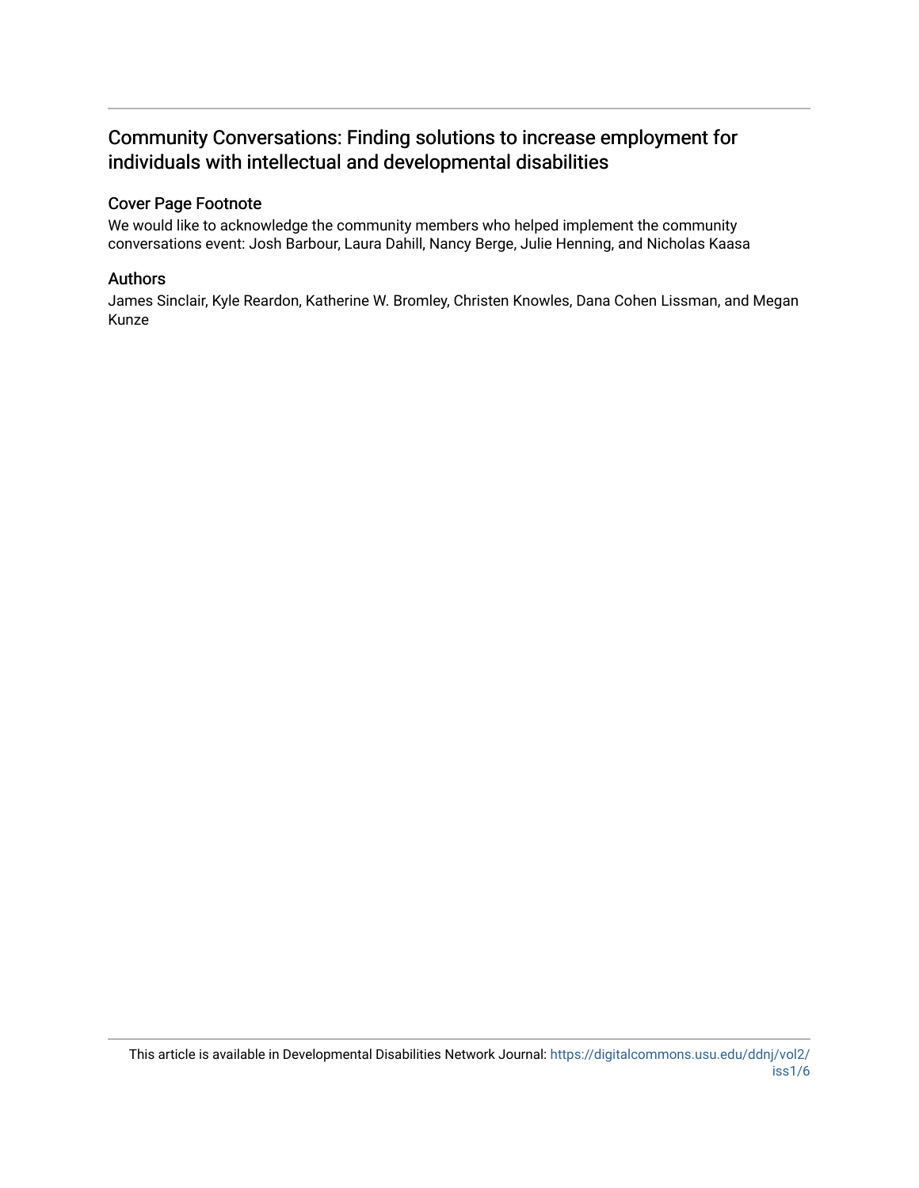# Community Conversations: Finding solutions to increase employment for individuals with intellectual and developmental disabilities

## Cover Page Footnote

We would like to acknowledge the community members who helped implement the community conversations event: Josh Barbour, Laura Dahill, Nancy Berge, Julie Henning, and Nicholas Kaasa

## Authors

James Sinclair, Kyle Reardon, Katherine W. Bromley, Christen Knowles, Dana Cohen Lissman, and Megan Kunze

This article is available in Developmental Disabilities Network Journal: https://digitalcommons.usu.edu/ddnj/vol2/iss1/6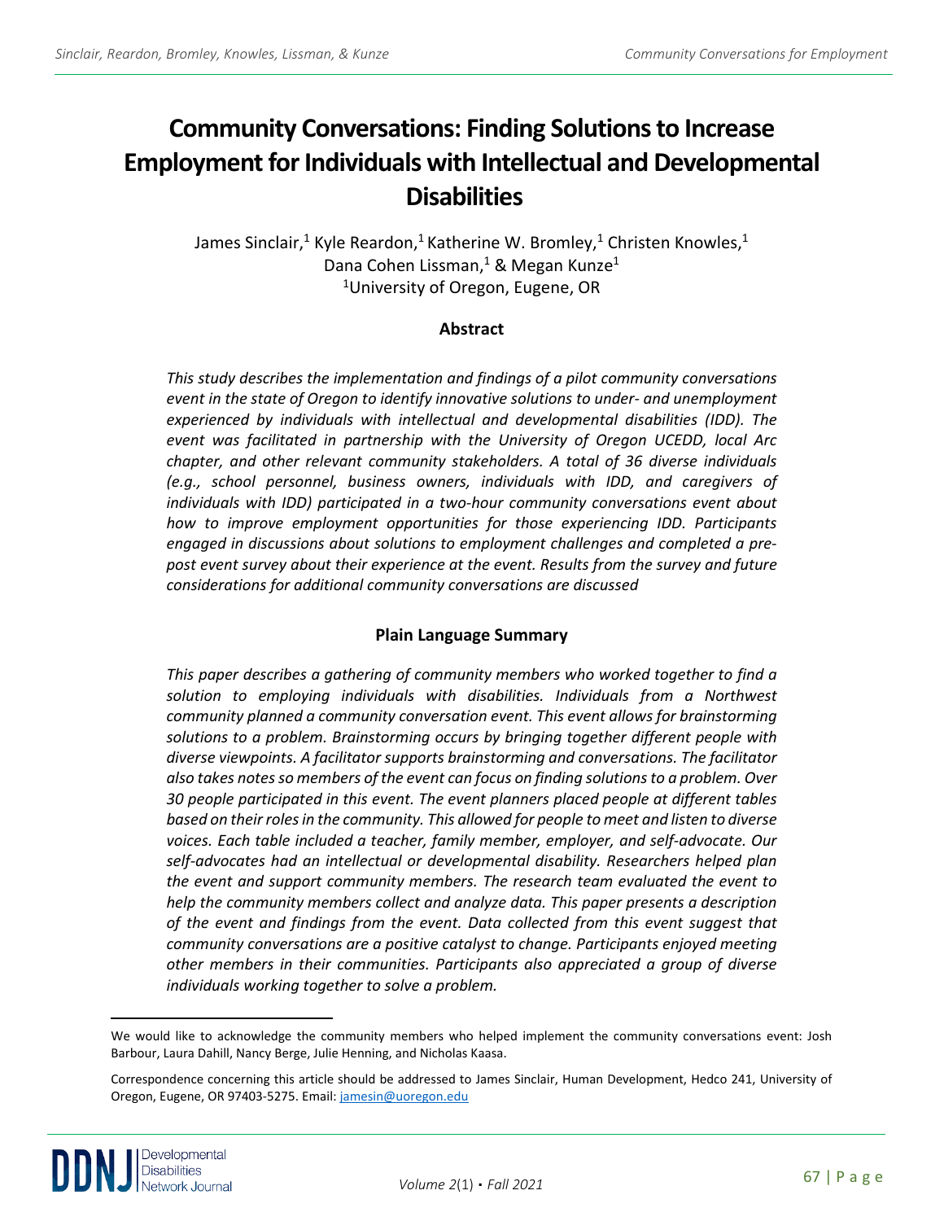# Community Conversations: Finding Solutions to Increase Employment for Individuals with Intellectual and Developmental Disabilities

James Sinclair,[1] Kyle Reardon,[1] Katherine W. Bromley,[1] Christen Knowles,[1] Dana Cohen Lissman,[1] & Megan Kunze[1]

[1]University of Oregon, Eugene, OR

## Abstract

*This study describes the implementation and findings of a pilot community conversations event in the state of Oregon to identify innovative solutions to under- and unemployment experienced by individuals with intellectual and developmental disabilities (IDD). The event was facilitated in partnership with the University of Oregon UCEDD, local Arc chapter, and other relevant community stakeholders. A total of 36 diverse individuals (e.g., school personnel, business owners, individuals with IDD, and caregivers of individuals with IDD) participated in a two-hour community conversations event about how to improve employment opportunities for those experiencing IDD. Participants engaged in discussions about solutions to employment challenges and completed a pre-post event survey about their experience at the event. Results from the survey and future considerations for additional community conversations are discussed*

## Plain Language Summary

*This paper describes a gathering of community members who worked together to find a solution to employing individuals with disabilities. Individuals from a Northwest community planned a community conversation event. This event allows for brainstorming solutions to a problem. Brainstorming occurs by bringing together different people with diverse viewpoints. A facilitator supports brainstorming and conversations. The facilitator also takes notes so members of the event can focus on finding solutions to a problem. Over 30 people participated in this event. The event planners placed people at different tables based on their roles in the community. This allowed for people to meet and listen to diverse voices. Each table included a teacher, family member, employer, and self-advocate. Our self-advocates had an intellectual or developmental disability. Researchers helped plan the event and support community members. The research team evaluated the event to help the community members collect and analyze data. This paper presents a description of the event and findings from the event. Data collected from this event suggest that community conversations are a positive catalyst to change. Participants enjoyed meeting other members in their communities. Participants also appreciated a group of diverse individuals working together to solve a problem.*

---

We would like to acknowledge the community members who helped implement the community conversations event: Josh Barbour, Laura Dahill, Nancy Berge, Julie Henning, and Nicholas Kaasa.

Correspondence concerning this article should be addressed to James Sinclair, Human Development, Hedco 241, University of Oregon, Eugene, OR 97403-5275. Email: jamesin@uoregon.edu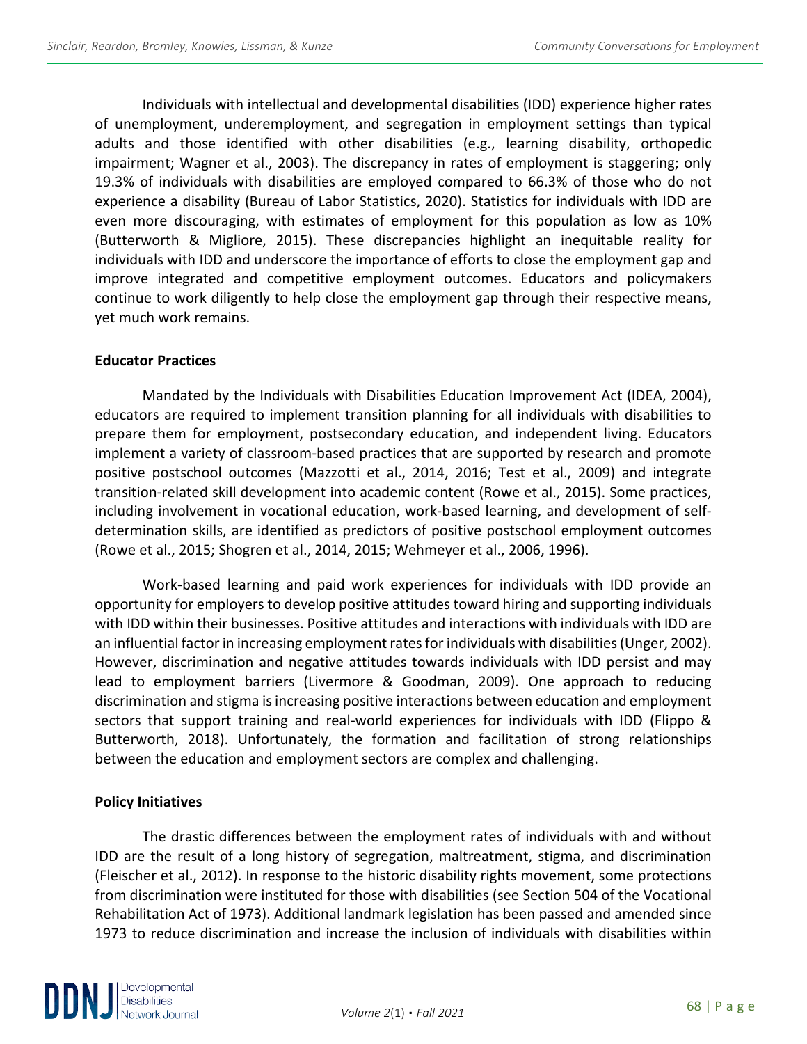Individuals with intellectual and developmental disabilities (IDD) experience higher rates of unemployment, underemployment, and segregation in employment settings than typical adults and those identified with other disabilities (e.g., learning disability, orthopedic impairment; Wagner et al., 2003). The discrepancy in rates of employment is staggering; only 19.3% of individuals with disabilities are employed compared to 66.3% of those who do not experience a disability (Bureau of Labor Statistics, 2020). Statistics for individuals with IDD are even more discouraging, with estimates of employment for this population as low as 10% (Butterworth & Migliore, 2015). These discrepancies highlight an inequitable reality for individuals with IDD and underscore the importance of efforts to close the employment gap and improve integrated and competitive employment outcomes. Educators and policymakers continue to work diligently to help close the employment gap through their respective means, yet much work remains.

**Educator Practices**

Mandated by the Individuals with Disabilities Education Improvement Act (IDEA, 2004), educators are required to implement transition planning for all individuals with disabilities to prepare them for employment, postsecondary education, and independent living. Educators implement a variety of classroom-based practices that are supported by research and promote positive postschool outcomes (Mazzotti et al., 2014, 2016; Test et al., 2009) and integrate transition-related skill development into academic content (Rowe et al., 2015). Some practices, including involvement in vocational education, work-based learning, and development of self-determination skills, are identified as predictors of positive postschool employment outcomes (Rowe et al., 2015; Shogren et al., 2014, 2015; Wehmeyer et al., 2006, 1996).

Work-based learning and paid work experiences for individuals with IDD provide an opportunity for employers to develop positive attitudes toward hiring and supporting individuals with IDD within their businesses. Positive attitudes and interactions with individuals with IDD are an influential factor in increasing employment rates for individuals with disabilities (Unger, 2002). However, discrimination and negative attitudes towards individuals with IDD persist and may lead to employment barriers (Livermore & Goodman, 2009). One approach to reducing discrimination and stigma is increasing positive interactions between education and employment sectors that support training and real-world experiences for individuals with IDD (Flippo & Butterworth, 2018). Unfortunately, the formation and facilitation of strong relationships between the education and employment sectors are complex and challenging.

**Policy Initiatives**

The drastic differences between the employment rates of individuals with and without IDD are the result of a long history of segregation, maltreatment, stigma, and discrimination (Fleischer et al., 2012). In response to the historic disability rights movement, some protections from discrimination were instituted for those with disabilities (see Section 504 of the Vocational Rehabilitation Act of 1973). Additional landmark legislation has been passed and amended since 1973 to reduce discrimination and increase the inclusion of individuals with disabilities within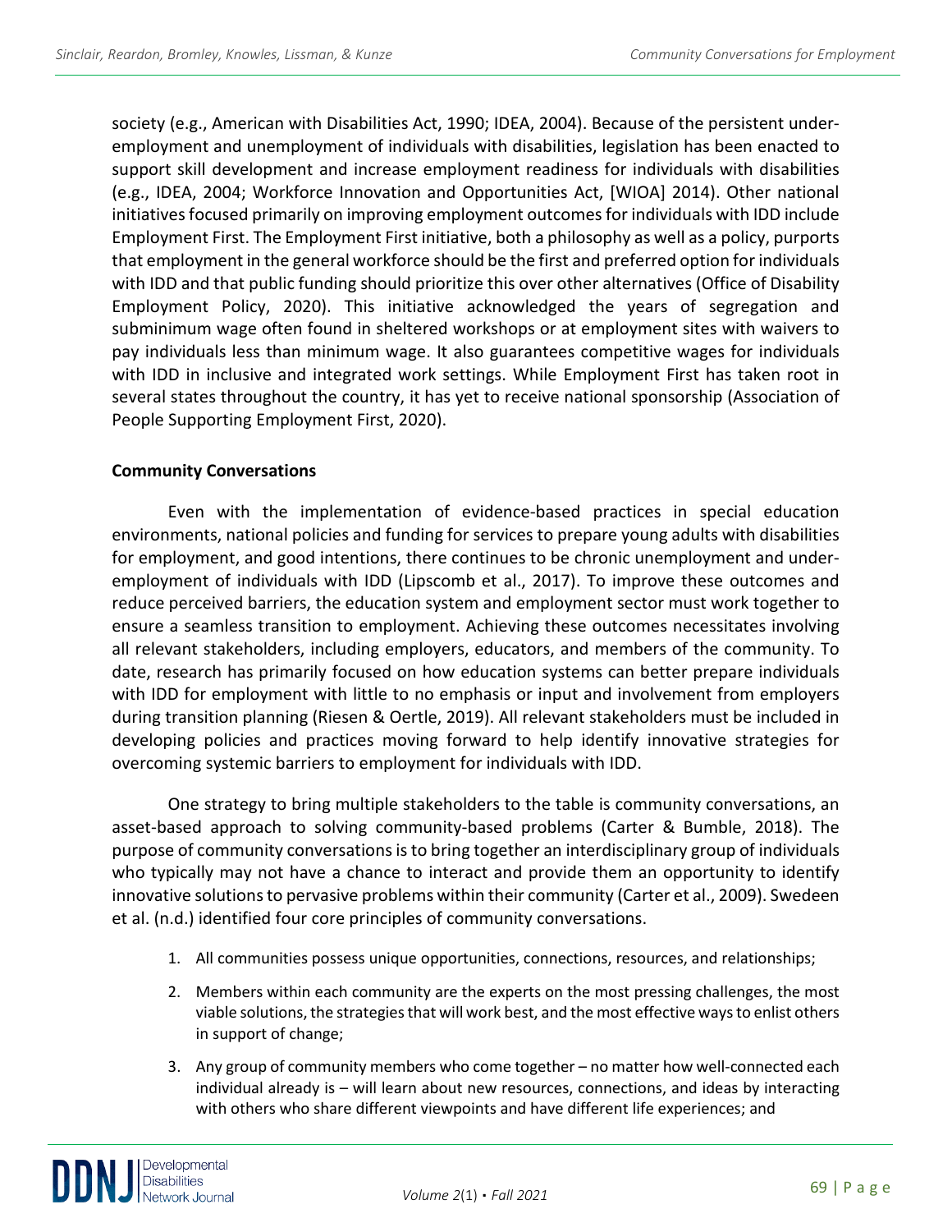society (e.g., American with Disabilities Act, 1990; IDEA, 2004). Because of the persistent under-employment and unemployment of individuals with disabilities, legislation has been enacted to support skill development and increase employment readiness for individuals with disabilities (e.g., IDEA, 2004; Workforce Innovation and Opportunities Act, [WIOA] 2014). Other national initiatives focused primarily on improving employment outcomes for individuals with IDD include Employment First. The Employment First initiative, both a philosophy as well as a policy, purports that employment in the general workforce should be the first and preferred option for individuals with IDD and that public funding should prioritize this over other alternatives (Office of Disability Employment Policy, 2020). This initiative acknowledged the years of segregation and subminimum wage often found in sheltered workshops or at employment sites with waivers to pay individuals less than minimum wage. It also guarantees competitive wages for individuals with IDD in inclusive and integrated work settings. While Employment First has taken root in several states throughout the country, it has yet to receive national sponsorship (Association of People Supporting Employment First, 2020).

**Community Conversations**

Even with the implementation of evidence-based practices in special education environments, national policies and funding for services to prepare young adults with disabilities for employment, and good intentions, there continues to be chronic unemployment and under-employment of individuals with IDD (Lipscomb et al., 2017). To improve these outcomes and reduce perceived barriers, the education system and employment sector must work together to ensure a seamless transition to employment. Achieving these outcomes necessitates involving all relevant stakeholders, including employers, educators, and members of the community. To date, research has primarily focused on how education systems can better prepare individuals with IDD for employment with little to no emphasis or input and involvement from employers during transition planning (Riesen & Oertle, 2019). All relevant stakeholders must be included in developing policies and practices moving forward to help identify innovative strategies for overcoming systemic barriers to employment for individuals with IDD.

One strategy to bring multiple stakeholders to the table is community conversations, an asset-based approach to solving community-based problems (Carter & Bumble, 2018). The purpose of community conversations is to bring together an interdisciplinary group of individuals who typically may not have a chance to interact and provide them an opportunity to identify innovative solutions to pervasive problems within their community (Carter et al., 2009). Swedeen et al. (n.d.) identified four core principles of community conversations.

1. All communities possess unique opportunities, connections, resources, and relationships;
2. Members within each community are the experts on the most pressing challenges, the most viable solutions, the strategies that will work best, and the most effective ways to enlist others in support of change;
3. Any group of community members who come together – no matter how well-connected each individual already is – will learn about new resources, connections, and ideas by interacting with others who share different viewpoints and have different life experiences; and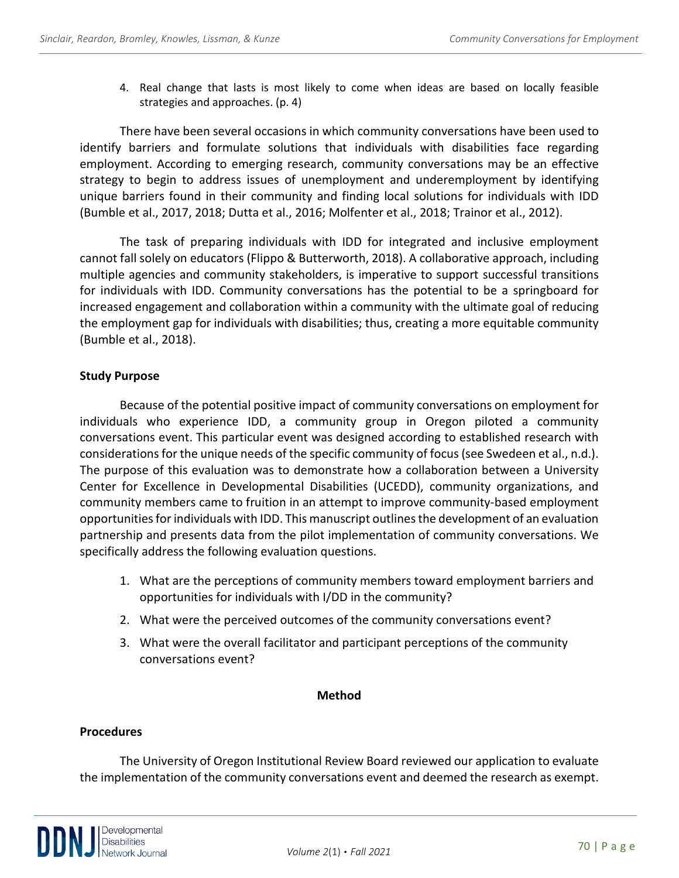4. Real change that lasts is most likely to come when ideas are based on locally feasible strategies and approaches. (p. 4)

There have been several occasions in which community conversations have been used to identify barriers and formulate solutions that individuals with disabilities face regarding employment. According to emerging research, community conversations may be an effective strategy to begin to address issues of unemployment and underemployment by identifying unique barriers found in their community and finding local solutions for individuals with IDD (Bumble et al., 2017, 2018; Dutta et al., 2016; Molfenter et al., 2018; Trainor et al., 2012).

The task of preparing individuals with IDD for integrated and inclusive employment cannot fall solely on educators (Flippo & Butterworth, 2018). A collaborative approach, including multiple agencies and community stakeholders, is imperative to support successful transitions for individuals with IDD. Community conversations has the potential to be a springboard for increased engagement and collaboration within a community with the ultimate goal of reducing the employment gap for individuals with disabilities; thus, creating a more equitable community (Bumble et al., 2018).

## Study Purpose

Because of the potential positive impact of community conversations on employment for individuals who experience IDD, a community group in Oregon piloted a community conversations event. This particular event was designed according to established research with considerations for the unique needs of the specific community of focus (see Swedeen et al., n.d.). The purpose of this evaluation was to demonstrate how a collaboration between a University Center for Excellence in Developmental Disabilities (UCEDD), community organizations, and community members came to fruition in an attempt to improve community-based employment opportunities for individuals with IDD. This manuscript outlines the development of an evaluation partnership and presents data from the pilot implementation of community conversations. We specifically address the following evaluation questions.

1. What are the perceptions of community members toward employment barriers and opportunities for individuals with I/DD in the community?
2. What were the perceived outcomes of the community conversations event?
3. What were the overall facilitator and participant perceptions of the community conversations event?

# Method

## Procedures

The University of Oregon Institutional Review Board reviewed our application to evaluate the implementation of the community conversations event and deemed the research as exempt.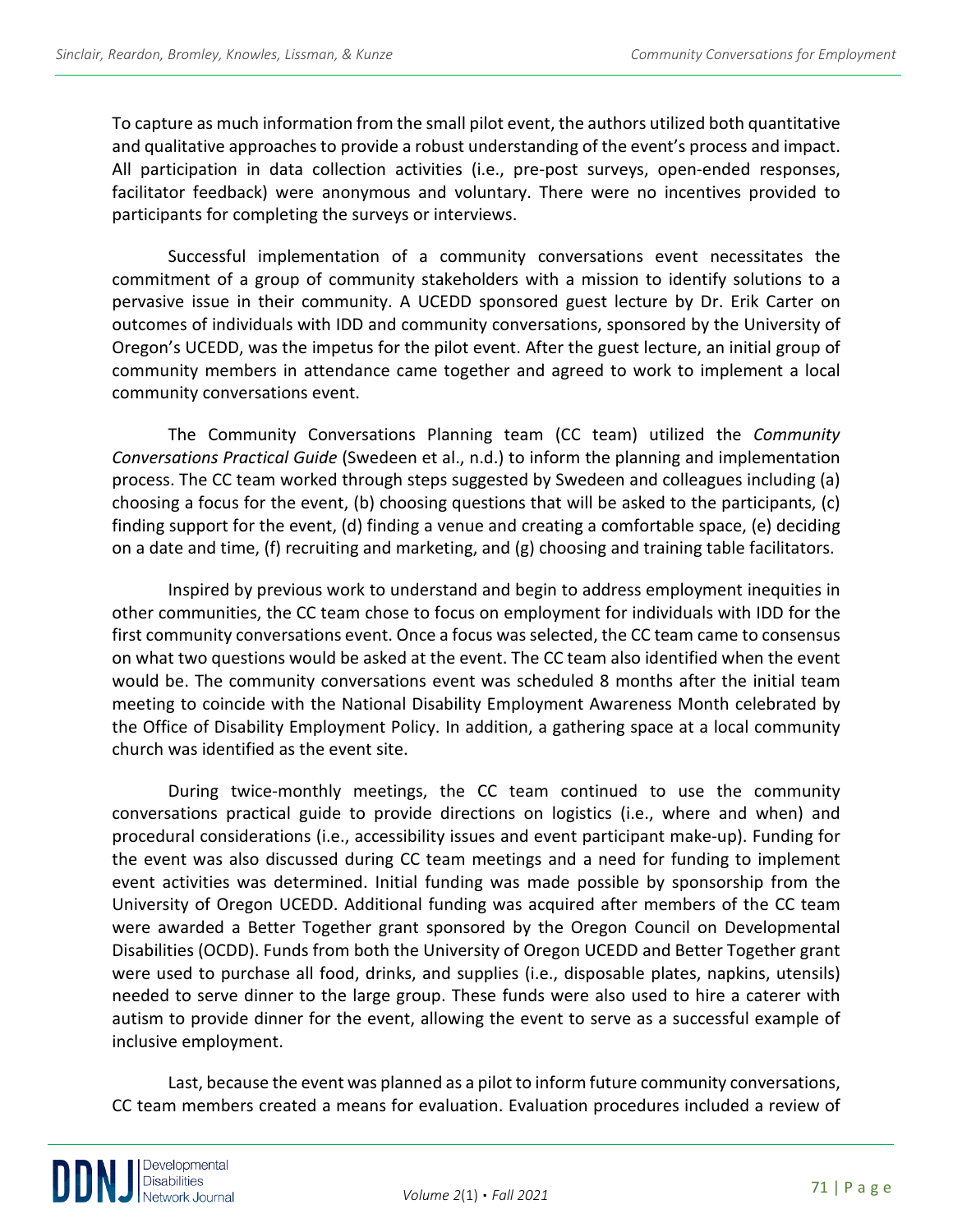To capture as much information from the small pilot event, the authors utilized both quantitative and qualitative approaches to provide a robust understanding of the event's process and impact. All participation in data collection activities (i.e., pre-post surveys, open-ended responses, facilitator feedback) were anonymous and voluntary. There were no incentives provided to participants for completing the surveys or interviews.

Successful implementation of a community conversations event necessitates the commitment of a group of community stakeholders with a mission to identify solutions to a pervasive issue in their community. A UCEDD sponsored guest lecture by Dr. Erik Carter on outcomes of individuals with IDD and community conversations, sponsored by the University of Oregon's UCEDD, was the impetus for the pilot event. After the guest lecture, an initial group of community members in attendance came together and agreed to work to implement a local community conversations event.

The Community Conversations Planning team (CC team) utilized the *Community Conversations Practical Guide* (Swedeen et al., n.d.) to inform the planning and implementation process. The CC team worked through steps suggested by Swedeen and colleagues including (a) choosing a focus for the event, (b) choosing questions that will be asked to the participants, (c) finding support for the event, (d) finding a venue and creating a comfortable space, (e) deciding on a date and time, (f) recruiting and marketing, and (g) choosing and training table facilitators.

Inspired by previous work to understand and begin to address employment inequities in other communities, the CC team chose to focus on employment for individuals with IDD for the first community conversations event. Once a focus was selected, the CC team came to consensus on what two questions would be asked at the event. The CC team also identified when the event would be. The community conversations event was scheduled 8 months after the initial team meeting to coincide with the National Disability Employment Awareness Month celebrated by the Office of Disability Employment Policy. In addition, a gathering space at a local community church was identified as the event site.

During twice-monthly meetings, the CC team continued to use the community conversations practical guide to provide directions on logistics (i.e., where and when) and procedural considerations (i.e., accessibility issues and event participant make-up). Funding for the event was also discussed during CC team meetings and a need for funding to implement event activities was determined. Initial funding was made possible by sponsorship from the University of Oregon UCEDD. Additional funding was acquired after members of the CC team were awarded a Better Together grant sponsored by the Oregon Council on Developmental Disabilities (OCDD). Funds from both the University of Oregon UCEDD and Better Together grant were used to purchase all food, drinks, and supplies (i.e., disposable plates, napkins, utensils) needed to serve dinner to the large group. These funds were also used to hire a caterer with autism to provide dinner for the event, allowing the event to serve as a successful example of inclusive employment.

Last, because the event was planned as a pilot to inform future community conversations, CC team members created a means for evaluation. Evaluation procedures included a review of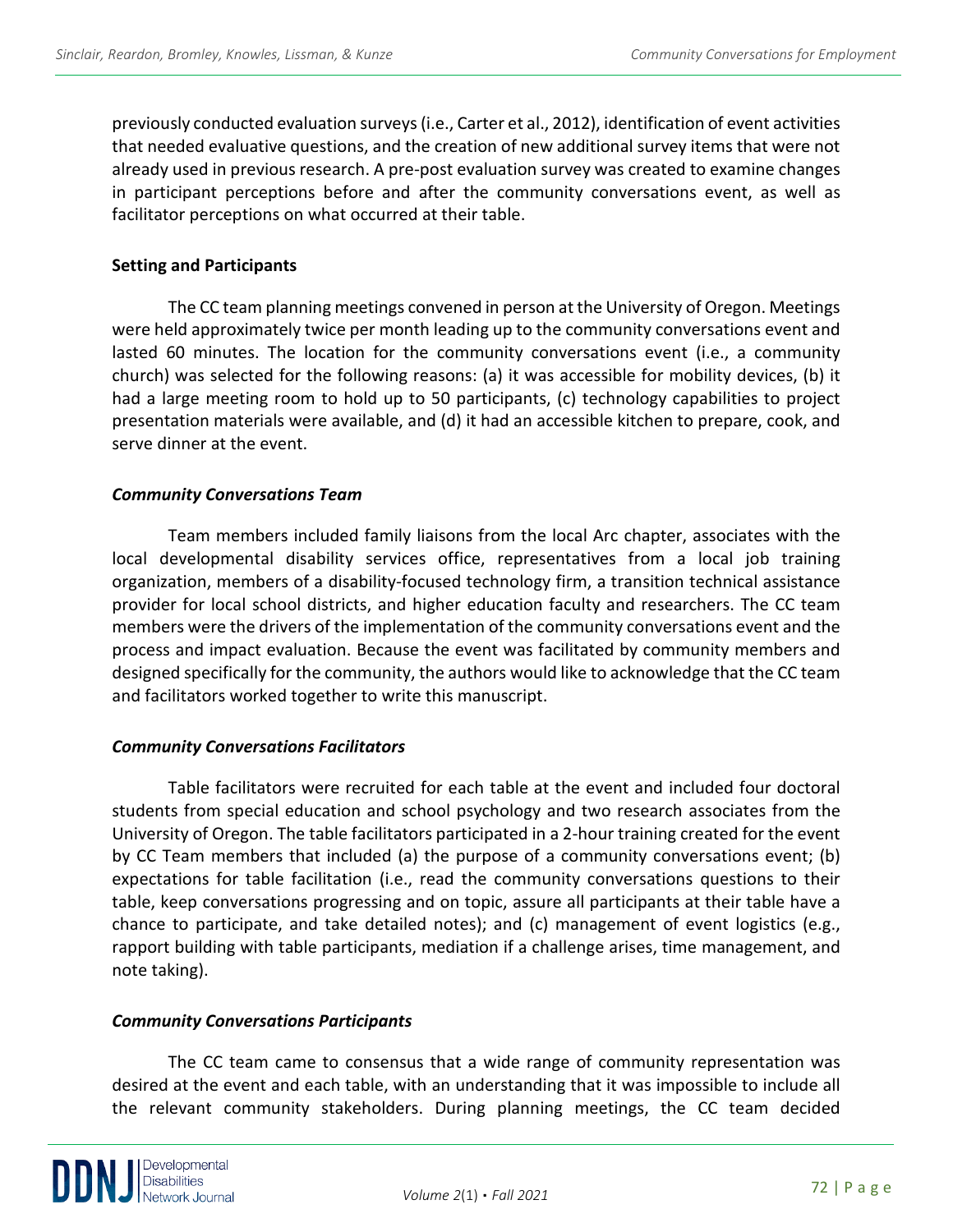previously conducted evaluation surveys (i.e., Carter et al., 2012), identification of event activities that needed evaluative questions, and the creation of new additional survey items that were not already used in previous research. A pre-post evaluation survey was created to examine changes in participant perceptions before and after the community conversations event, as well as facilitator perceptions on what occurred at their table.

### Setting and Participants

The CC team planning meetings convened in person at the University of Oregon. Meetings were held approximately twice per month leading up to the community conversations event and lasted 60 minutes. The location for the community conversations event (i.e., a community church) was selected for the following reasons: (a) it was accessible for mobility devices, (b) it had a large meeting room to hold up to 50 participants, (c) technology capabilities to project presentation materials were available, and (d) it had an accessible kitchen to prepare, cook, and serve dinner at the event.

#### *Community Conversations Team*

Team members included family liaisons from the local Arc chapter, associates with the local developmental disability services office, representatives from a local job training organization, members of a disability-focused technology firm, a transition technical assistance provider for local school districts, and higher education faculty and researchers. The CC team members were the drivers of the implementation of the community conversations event and the process and impact evaluation. Because the event was facilitated by community members and designed specifically for the community, the authors would like to acknowledge that the CC team and facilitators worked together to write this manuscript.

#### *Community Conversations Facilitators*

Table facilitators were recruited for each table at the event and included four doctoral students from special education and school psychology and two research associates from the University of Oregon. The table facilitators participated in a 2-hour training created for the event by CC Team members that included (a) the purpose of a community conversations event; (b) expectations for table facilitation (i.e., read the community conversations questions to their table, keep conversations progressing and on topic, assure all participants at their table have a chance to participate, and take detailed notes); and (c) management of event logistics (e.g., rapport building with table participants, mediation if a challenge arises, time management, and note taking).

#### *Community Conversations Participants*

The CC team came to consensus that a wide range of community representation was desired at the event and each table, with an understanding that it was impossible to include all the relevant community stakeholders. During planning meetings, the CC team decided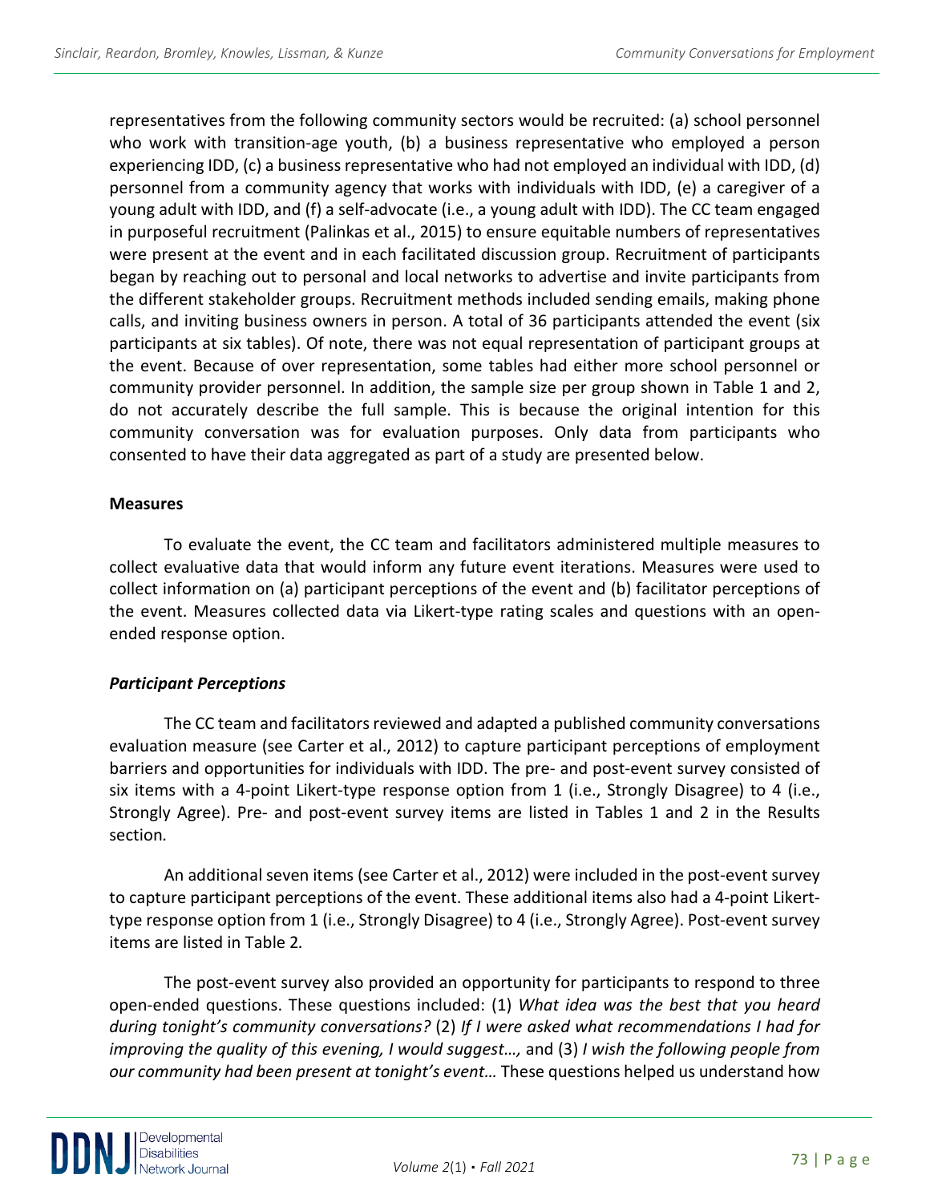representatives from the following community sectors would be recruited: (a) school personnel who work with transition-age youth, (b) a business representative who employed a person experiencing IDD, (c) a business representative who had not employed an individual with IDD, (d) personnel from a community agency that works with individuals with IDD, (e) a caregiver of a young adult with IDD, and (f) a self-advocate (i.e., a young adult with IDD). The CC team engaged in purposeful recruitment (Palinkas et al., 2015) to ensure equitable numbers of representatives were present at the event and in each facilitated discussion group. Recruitment of participants began by reaching out to personal and local networks to advertise and invite participants from the different stakeholder groups. Recruitment methods included sending emails, making phone calls, and inviting business owners in person. A total of 36 participants attended the event (six participants at six tables). Of note, there was not equal representation of participant groups at the event. Because of over representation, some tables had either more school personnel or community provider personnel. In addition, the sample size per group shown in Table 1 and 2, do not accurately describe the full sample. This is because the original intention for this community conversation was for evaluation purposes. Only data from participants who consented to have their data aggregated as part of a study are presented below.

### Measures

To evaluate the event, the CC team and facilitators administered multiple measures to collect evaluative data that would inform any future event iterations. Measures were used to collect information on (a) participant perceptions of the event and (b) facilitator perceptions of the event. Measures collected data via Likert-type rating scales and questions with an open-ended response option.

#### *Participant Perceptions*

The CC team and facilitators reviewed and adapted a published community conversations evaluation measure (see Carter et al., 2012) to capture participant perceptions of employment barriers and opportunities for individuals with IDD. The pre- and post-event survey consisted of six items with a 4-point Likert-type response option from 1 (i.e., Strongly Disagree) to 4 (i.e., Strongly Agree). Pre- and post-event survey items are listed in Tables 1 and 2 in the Results section*.*

An additional seven items (see Carter et al., 2012) were included in the post-event survey to capture participant perceptions of the event. These additional items also had a 4-point Likert-type response option from 1 (i.e., Strongly Disagree) to 4 (i.e., Strongly Agree). Post-event survey items are listed in Table 2*.*

The post-event survey also provided an opportunity for participants to respond to three open-ended questions. These questions included: (1) *What idea was the best that you heard during tonight's community conversations?* (2) *If I were asked what recommendations I had for improving the quality of this evening, I would suggest…,* and (3) *I wish the following people from our community had been present at tonight's event…* These questions helped us understand how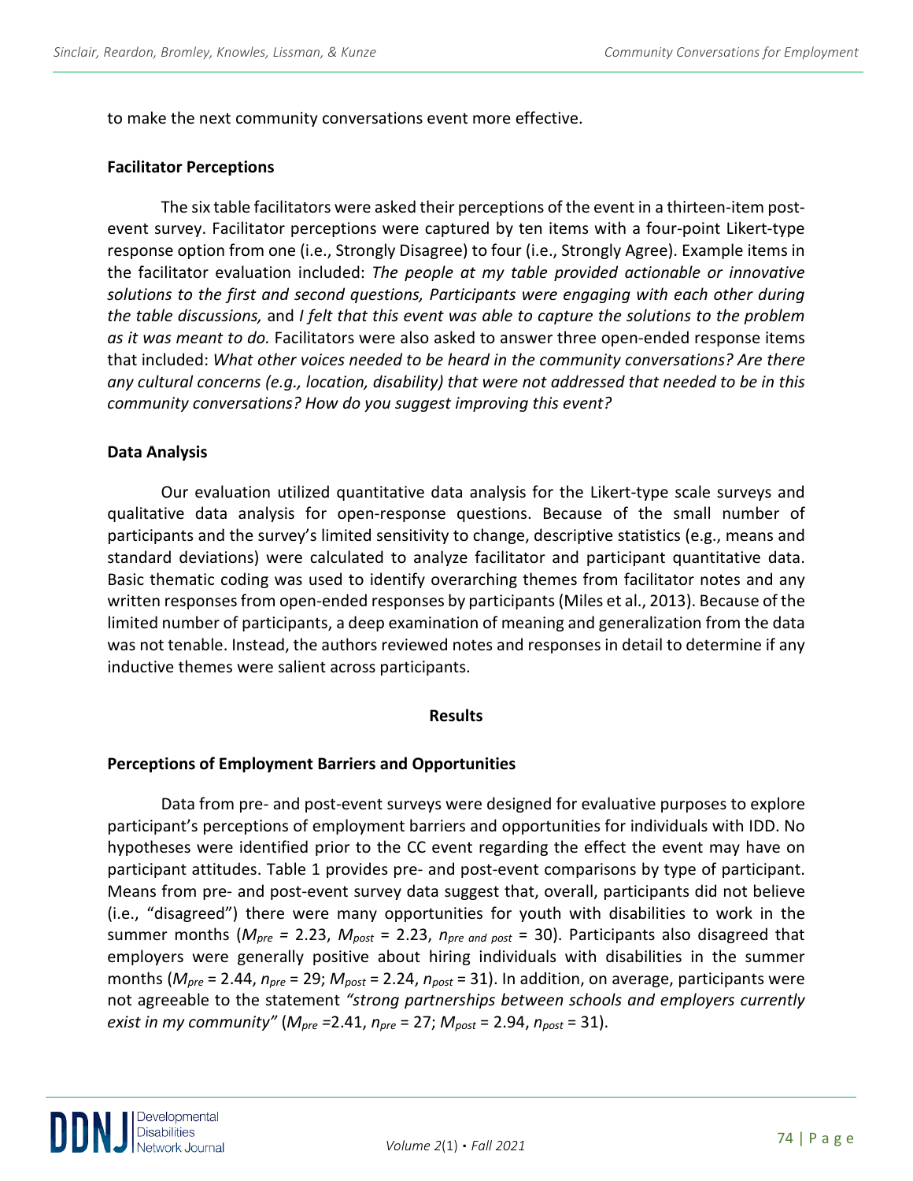to make the next community conversations event more effective.

### Facilitator Perceptions

The six table facilitators were asked their perceptions of the event in a thirteen-item post-event survey. Facilitator perceptions were captured by ten items with a four-point Likert-type response option from one (i.e., Strongly Disagree) to four (i.e., Strongly Agree). Example items in the facilitator evaluation included: *The people at my table provided actionable or innovative solutions to the first and second questions, Participants were engaging with each other during the table discussions,* and *I felt that this event was able to capture the solutions to the problem as it was meant to do.* Facilitators were also asked to answer three open-ended response items that included: *What other voices needed to be heard in the community conversations? Are there any cultural concerns (e.g., location, disability) that were not addressed that needed to be in this community conversations? How do you suggest improving this event?*

### Data Analysis

Our evaluation utilized quantitative data analysis for the Likert-type scale surveys and qualitative data analysis for open-response questions. Because of the small number of participants and the survey's limited sensitivity to change, descriptive statistics (e.g., means and standard deviations) were calculated to analyze facilitator and participant quantitative data. Basic thematic coding was used to identify overarching themes from facilitator notes and any written responses from open-ended responses by participants (Miles et al., 2013). Because of the limited number of participants, a deep examination of meaning and generalization from the data was not tenable. Instead, the authors reviewed notes and responses in detail to determine if any inductive themes were salient across participants.

## Results

### Perceptions of Employment Barriers and Opportunities

Data from pre- and post-event surveys were designed for evaluative purposes to explore participant's perceptions of employment barriers and opportunities for individuals with IDD. No hypotheses were identified prior to the CC event regarding the effect the event may have on participant attitudes. Table 1 provides pre- and post-event comparisons by type of participant. Means from pre- and post-event survey data suggest that, overall, participants did not believe (i.e., "disagreed") there were many opportunities for youth with disabilities to work in the summer months ($M_{pre}$ = 2.23, $M_{post}$ = 2.23, $n_{pre\ and\ post}$ = 30). Participants also disagreed that employers were generally positive about hiring individuals with disabilities in the summer months ($M_{pre}$ = 2.44, $n_{pre}$ = 29; $M_{post}$ = 2.24, $n_{post}$ = 31). In addition, on average, participants were not agreeable to the statement *"strong partnerships between schools and employers currently exist in my community"* ($M_{pre}$ =2.41, $n_{pre}$ = 27; $M_{post}$ = 2.94, $n_{post}$ = 31).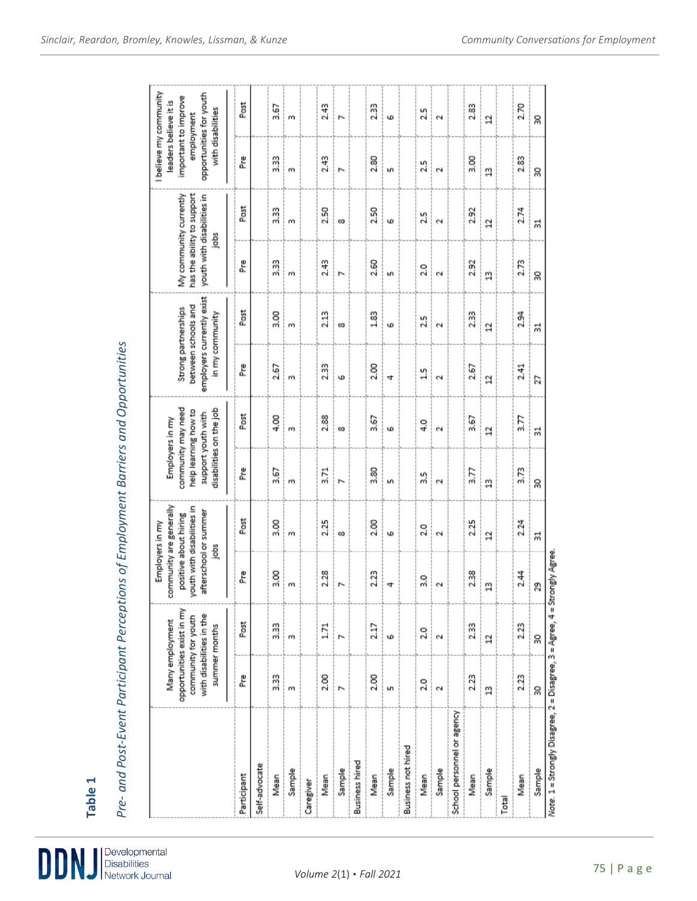**Table 1**

*Pre- and Post-Event Participant Perceptions of Employment Barriers and Opportunities*

| | Many employment opportunities exist in my community for youth with disabilities in the summer months | | Employers in my community are generally positive about hiring youth with disabilities in afterschool or summer jobs | | Employers in my community may need help learning how to support youth with disabilities on the job | | Strong partnerships between schools and employers currently exist in my community | | My community currently has the ability to support youth with disabilities in jobs | | I believe my community leaders believe it is important to improve employment opportunities for youth with disabilities | |
|---|---|---|---|---|---|---|---|---|---|---|---|---|
| Participant | Pre | Post | Pre | Post | Pre | Post | Pre | Post | Pre | Post | Pre | Post |
| Self-advocate | | | | | | | | | | | | |
| Mean | 3.33 | 3.33 | 3.00 | 3.00 | 3.67 | 4.00 | 2.67 | 3.00 | 3.33 | 3.33 | 3.33 | 3.67 |
| Sample | 3 | 3 | 3 | 3 | 3 | 3 | 3 | 3 | 3 | 3 | 3 | 3 |
| Caregiver | | | | | | | | | | | | |
| Mean | 2.00 | 1.71 | 2.28 | 2.25 | 3.71 | 2.88 | 2.33 | 2.13 | 2.43 | 2.50 | 2.43 | 2.43 |
| Sample | 7 | 7 | 7 | 8 | 7 | 8 | 6 | 8 | 7 | 8 | 7 | 7 |
| Business hired | | | | | | | | | | | | |
| Mean | 2.00 | 2.17 | 2.23 | 2.00 | 3.80 | 3.67 | 2.00 | 1.83 | 2.60 | 2.50 | 2.80 | 2.33 |
| Sample | 5 | 6 | 4 | 6 | 5 | 6 | 4 | 6 | 5 | 6 | 5 | 6 |
| Business not hired | | | | | | | | | | | | |
| Mean | 2.0 | 2.0 | 3.0 | 2.0 | 3.5 | 4.0 | 1.5 | 2.5 | 2.0 | 2.5 | 2.5 | 2.5 |
| Sample | 2 | 2 | 2 | 2 | 2 | 2 | 2 | 2 | 2 | 2 | 2 | 2 |
| School personnel or agency | | | | | | | | | | | | |
| Mean | 2.23 | 2.33 | 2.38 | 2.25 | 3.77 | 3.67 | 2.67 | 2.33 | 2.92 | 2.92 | 3.00 | 2.83 |
| Sample | 13 | 12 | 13 | 12 | 13 | 12 | 12 | 12 | 13 | 12 | 13 | 12 |
| Total | | | | | | | | | | | | |
| Mean | 2.23 | 2.23 | 2.44 | 2.24 | 3.73 | 3.77 | 2.41 | 2.94 | 2.73 | 2.74 | 2.83 | 2.70 |
| Sample | 30 | 30 | 29 | 31 | 30 | 31 | 27 | 31 | 30 | 31 | 30 | 30 |

*Note.* 1 = Strongly Disagree, 2 = Disagree, 3 = Agree, 4 = Strongly Agree.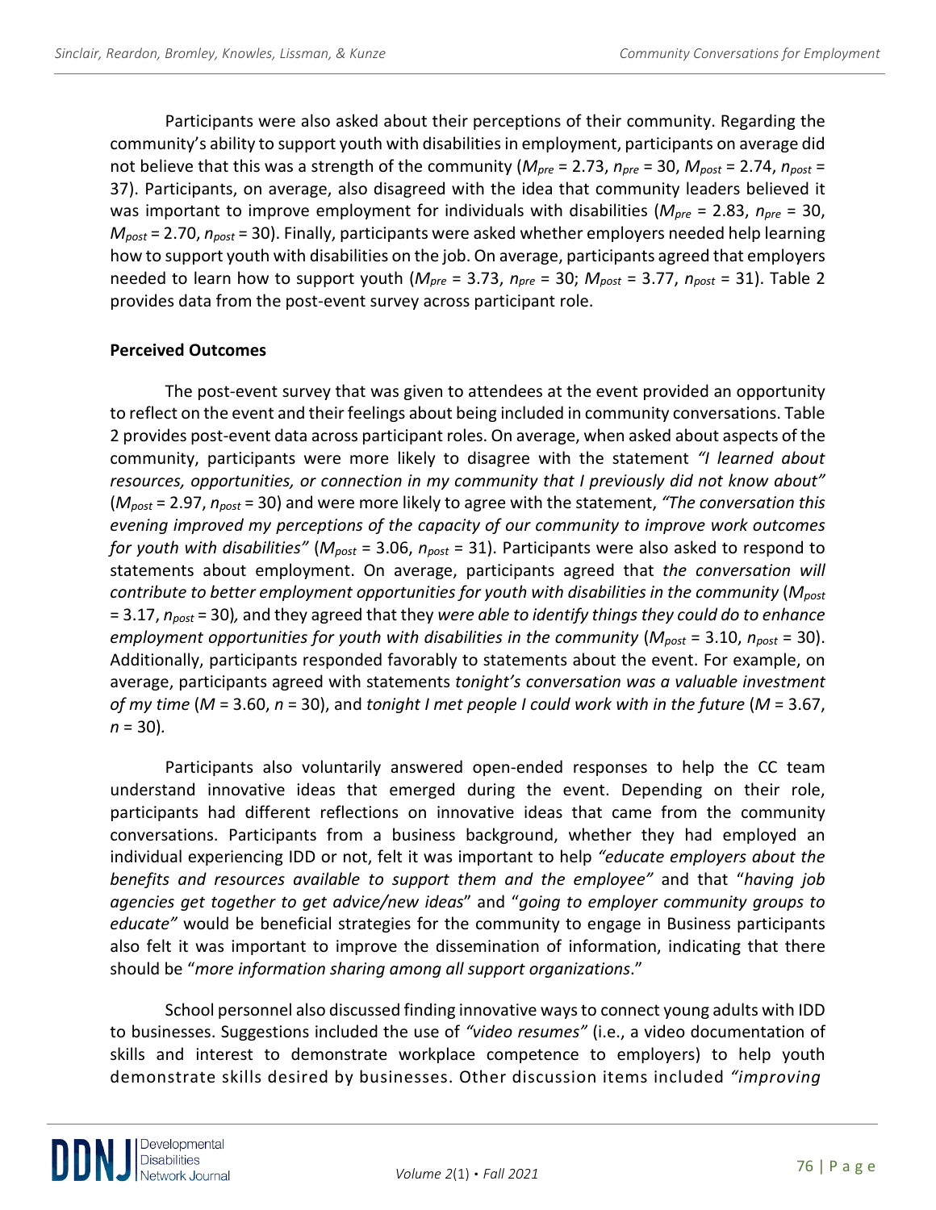Participants were also asked about their perceptions of their community. Regarding the community's ability to support youth with disabilities in employment, participants on average did not believe that this was a strength of the community ($M_{pre}$ = 2.73, $n_{pre}$ = 30, $M_{post}$ = 2.74, $n_{post}$ = 37). Participants, on average, also disagreed with the idea that community leaders believed it was important to improve employment for individuals with disabilities ($M_{pre}$ = 2.83, $n_{pre}$ = 30, $M_{post}$ = 2.70, $n_{post}$ = 30). Finally, participants were asked whether employers needed help learning how to support youth with disabilities on the job. On average, participants agreed that employers needed to learn how to support youth ($M_{pre}$ = 3.73, $n_{pre}$ = 30; $M_{post}$ = 3.77, $n_{post}$ = 31). Table 2 provides data from the post-event survey across participant role.

**Perceived Outcomes**

The post-event survey that was given to attendees at the event provided an opportunity to reflect on the event and their feelings about being included in community conversations. Table 2 provides post-event data across participant roles. On average, when asked about aspects of the community, participants were more likely to disagree with the statement *"I learned about resources, opportunities, or connection in my community that I previously did not know about"* ($M_{post}$ = 2.97, $n_{post}$ = 30) and were more likely to agree with the statement, *"The conversation this evening improved my perceptions of the capacity of our community to improve work outcomes for youth with disabilities"* ($M_{post}$ = 3.06, $n_{post}$ = 31). Participants were also asked to respond to statements about employment. On average, participants agreed that *the conversation will contribute to better employment opportunities for youth with disabilities in the community* ($M_{post}$ = 3.17, $n_{post}$ = 30), and they agreed that they *were able to identify things they could do to enhance employment opportunities for youth with disabilities in the community* ($M_{post}$ = 3.10, $n_{post}$ = 30). Additionally, participants responded favorably to statements about the event. For example, on average, participants agreed with statements *tonight's conversation was a valuable investment of my time* (*M* = 3.60, *n* = 30), and *tonight I met people I could work with in the future* (*M* = 3.67, *n* = 30).

Participants also voluntarily answered open-ended responses to help the CC team understand innovative ideas that emerged during the event. Depending on their role, participants had different reflections on innovative ideas that came from the community conversations. Participants from a business background, whether they had employed an individual experiencing IDD or not, felt it was important to help *"educate employers about the benefits and resources available to support them and the employee"* and that "*having job agencies get together to get advice/new ideas*" and "*going to employer community groups to educate"* would be beneficial strategies for the community to engage in Business participants also felt it was important to improve the dissemination of information, indicating that there should be "*more information sharing among all support organizations*."

School personnel also discussed finding innovative ways to connect young adults with IDD to businesses. Suggestions included the use of *"video resumes"* (i.e., a video documentation of skills and interest to demonstrate workplace competence to employers) to help youth demonstrate skills desired by businesses. Other discussion items included *"improving*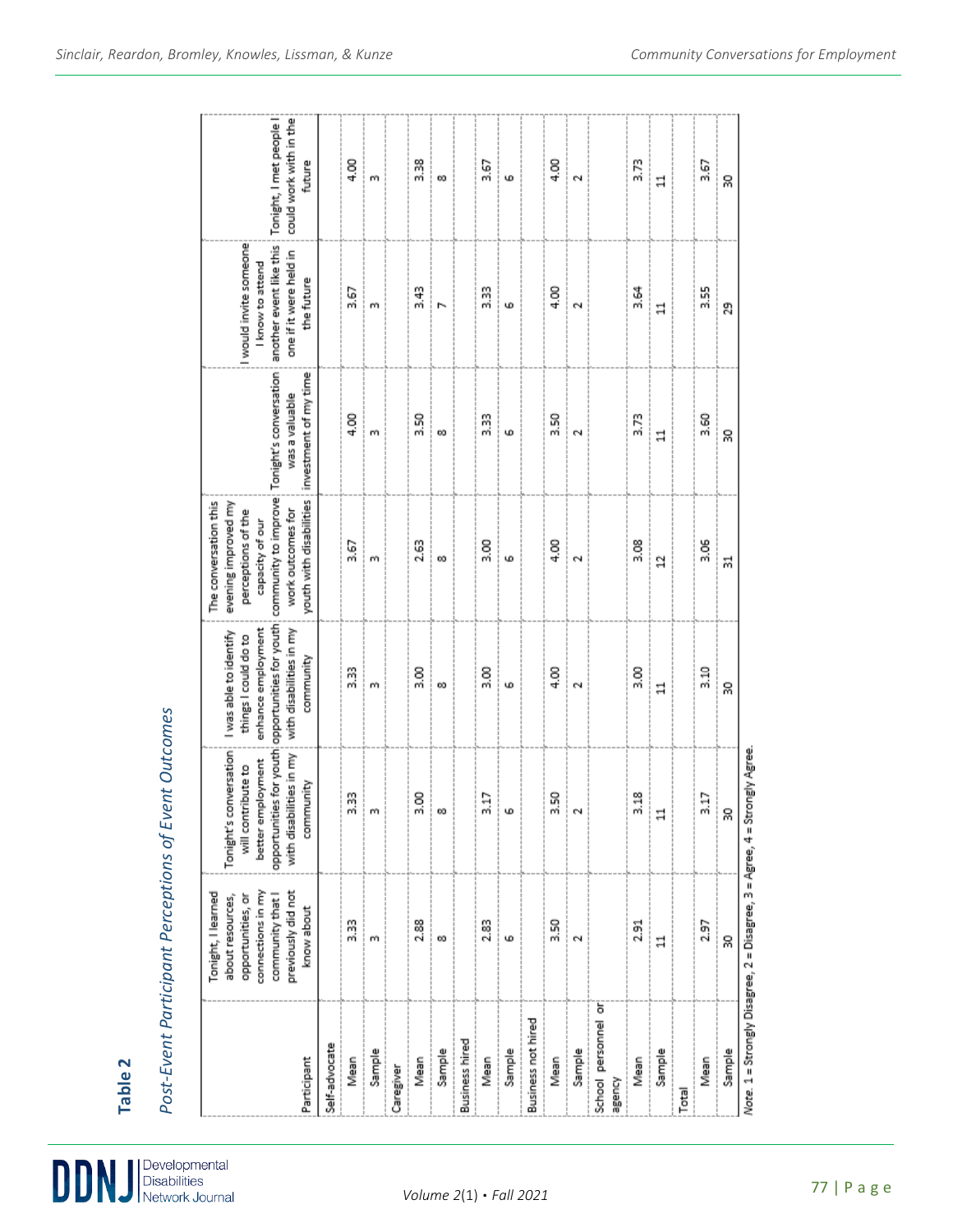**Table 2**

*Post-Event Participant Perceptions of Event Outcomes*

| Participant | Tonight, I learned about resources, opportunities, or connections in my community that I previously did not know about | Tonight's conversation will contribute to better employment opportunities for youth with disabilities in my community | I was able to identify things I could do to enhance employment opportunities for youth with disabilities in my community | The conversation this evening improved my perceptions of the capacity of our community to improve work outcomes for youth with disabilities | Tonight's conversation was a valuable investment of my time | I would invite someone I know to attend another event like this one if it were held in the future | Tonight, I met people I could work with in the future |
|---|---|---|---|---|---|---|---|
| Self-advocate | | | | | | | |
| Mean | 3.33 | 3.33 | 3.33 | 3.67 | 4.00 | 3.67 | 4.00 |
| Sample | 3 | 3 | 3 | 3 | 3 | 3 | 3 |
| Caregiver | | | | | | | |
| Mean | 2.88 | 3.00 | 3.00 | 2.63 | 3.50 | 3.43 | 3.38 |
| Sample | 8 | 8 | 8 | 8 | 8 | 7 | 8 |
| Business hired | | | | | | | |
| Mean | 2.83 | 3.17 | 3.00 | 3.00 | 3.33 | 3.33 | 3.67 |
| Sample | 6 | 6 | 6 | 6 | 6 | 6 | 6 |
| Business not hired | | | | | | | |
| Mean | 3.50 | 3.50 | 4.00 | 4.00 | 3.50 | 4.00 | 4.00 |
| Sample | 2 | 2 | 2 | 2 | 2 | 2 | 2 |
| School personnel or agency | | | | | | | |
| Mean | 2.91 | 3.18 | 3.00 | 3.08 | 3.73 | 3.64 | 3.73 |
| Sample | 11 | 11 | 11 | 12 | 11 | 11 | 11 |
| Total | | | | | | | |
| Mean | 2.97 | 3.17 | 3.10 | 3.06 | 3.60 | 3.55 | 3.67 |
| Sample | 30 | 30 | 30 | 31 | 30 | 29 | 30 |

*Note.* 1 = Strongly Disagree, 2 = Disagree, 3 = Agree, 4 = Strongly Agree.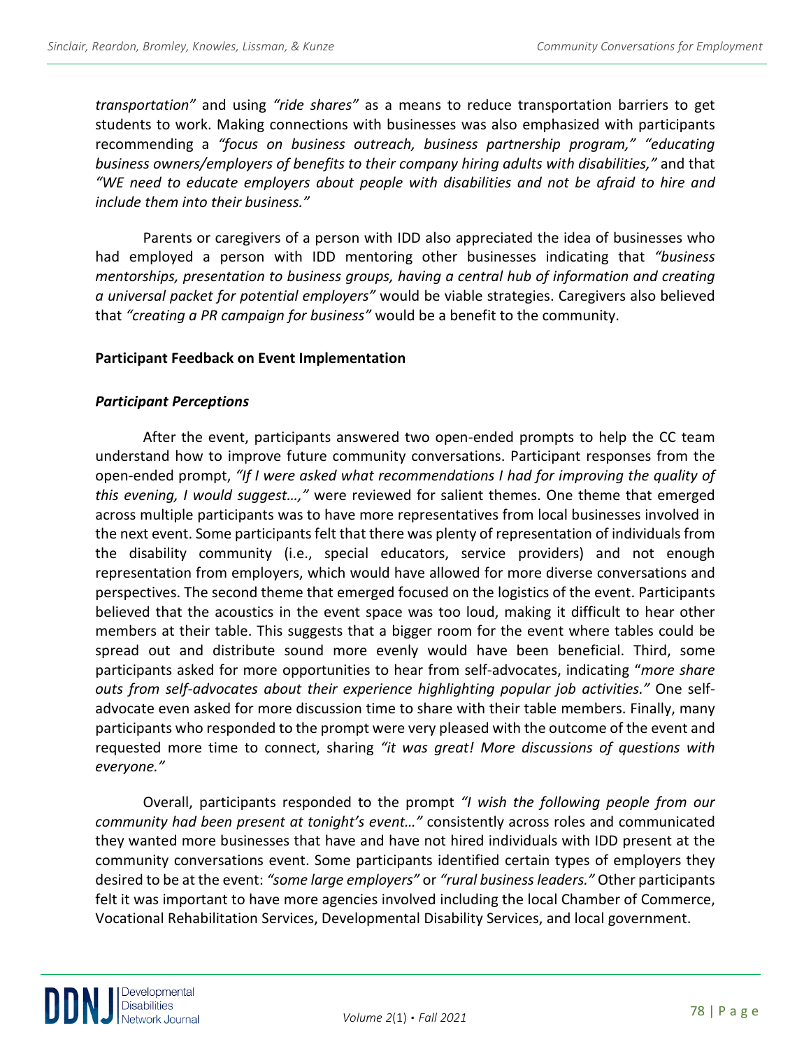*transportation"* and using *"ride shares"* as a means to reduce transportation barriers to get students to work. Making connections with businesses was also emphasized with participants recommending a *"focus on business outreach, business partnership program," "educating business owners/employers of benefits to their company hiring adults with disabilities,"* and that *"WE need to educate employers about people with disabilities and not be afraid to hire and include them into their business."*

Parents or caregivers of a person with IDD also appreciated the idea of businesses who had employed a person with IDD mentoring other businesses indicating that *"business mentorships, presentation to business groups, having a central hub of information and creating a universal packet for potential employers"* would be viable strategies. Caregivers also believed that *"creating a PR campaign for business"* would be a benefit to the community.

### Participant Feedback on Event Implementation

#### *Participant Perceptions*

After the event, participants answered two open-ended prompts to help the CC team understand how to improve future community conversations. Participant responses from the open-ended prompt, *"If I were asked what recommendations I had for improving the quality of this evening, I would suggest…,"* were reviewed for salient themes. One theme that emerged across multiple participants was to have more representatives from local businesses involved in the next event. Some participants felt that there was plenty of representation of individuals from the disability community (i.e., special educators, service providers) and not enough representation from employers, which would have allowed for more diverse conversations and perspectives. The second theme that emerged focused on the logistics of the event. Participants believed that the acoustics in the event space was too loud, making it difficult to hear other members at their table. This suggests that a bigger room for the event where tables could be spread out and distribute sound more evenly would have been beneficial. Third, some participants asked for more opportunities to hear from self-advocates, indicating "*more share outs from self-advocates about their experience highlighting popular job activities."* One self-advocate even asked for more discussion time to share with their table members. Finally, many participants who responded to the prompt were very pleased with the outcome of the event and requested more time to connect, sharing *"it was great! More discussions of questions with everyone."*

Overall, participants responded to the prompt *"I wish the following people from our community had been present at tonight's event…"* consistently across roles and communicated they wanted more businesses that have and have not hired individuals with IDD present at the community conversations event. Some participants identified certain types of employers they desired to be at the event: *"some large employers"* or *"rural business leaders."* Other participants felt it was important to have more agencies involved including the local Chamber of Commerce, Vocational Rehabilitation Services, Developmental Disability Services, and local government.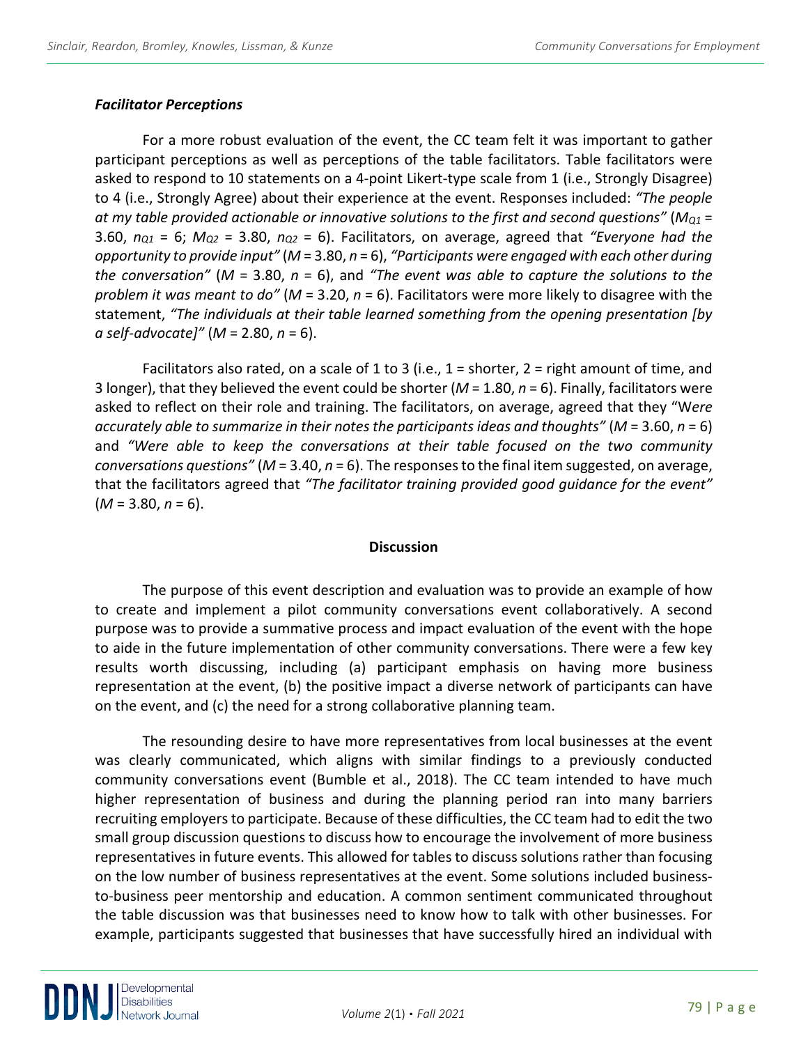### *Facilitator Perceptions*

For a more robust evaluation of the event, the CC team felt it was important to gather participant perceptions as well as perceptions of the table facilitators. Table facilitators were asked to respond to 10 statements on a 4-point Likert-type scale from 1 (i.e., Strongly Disagree) to 4 (i.e., Strongly Agree) about their experience at the event. Responses included: *"The people at my table provided actionable or innovative solutions to the first and second questions"* ($M_{Q1}$ = 3.60, $n_{Q1}$ = 6; $M_{Q2}$ = 3.80, $n_{Q2}$ = 6). Facilitators, on average, agreed that *"Everyone had the opportunity to provide input"* ($M$ = 3.80, $n$ = 6), *"Participants were engaged with each other during the conversation"* ($M$ = 3.80, $n$ = 6), and *"The event was able to capture the solutions to the problem it was meant to do"* ($M$ = 3.20, $n$ = 6). Facilitators were more likely to disagree with the statement, *"The individuals at their table learned something from the opening presentation [by a self-advocate]"* ($M$ = 2.80, $n$ = 6).

Facilitators also rated, on a scale of 1 to 3 (i.e., 1 = shorter, 2 = right amount of time, and 3 longer), that they believed the event could be shorter ($M$ = 1.80, $n$ = 6). Finally, facilitators were asked to reflect on their role and training. The facilitators, on average, agreed that they "W*ere accurately able to summarize in their notes the participants ideas and thoughts"* ($M$ = 3.60, $n$ = 6) and *"Were able to keep the conversations at their table focused on the two community conversations questions"* ($M$ = 3.40, $n$ = 6). The responses to the final item suggested, on average, that the facilitators agreed that *"The facilitator training provided good guidance for the event"* ($M$ = 3.80, $n$ = 6).

## Discussion

The purpose of this event description and evaluation was to provide an example of how to create and implement a pilot community conversations event collaboratively. A second purpose was to provide a summative process and impact evaluation of the event with the hope to aide in the future implementation of other community conversations. There were a few key results worth discussing, including (a) participant emphasis on having more business representation at the event, (b) the positive impact a diverse network of participants can have on the event, and (c) the need for a strong collaborative planning team.

The resounding desire to have more representatives from local businesses at the event was clearly communicated, which aligns with similar findings to a previously conducted community conversations event (Bumble et al., 2018). The CC team intended to have much higher representation of business and during the planning period ran into many barriers recruiting employers to participate. Because of these difficulties, the CC team had to edit the two small group discussion questions to discuss how to encourage the involvement of more business representatives in future events. This allowed for tables to discuss solutions rather than focusing on the low number of business representatives at the event. Some solutions included business-to-business peer mentorship and education. A common sentiment communicated throughout the table discussion was that businesses need to know how to talk with other businesses. For example, participants suggested that businesses that have successfully hired an individual with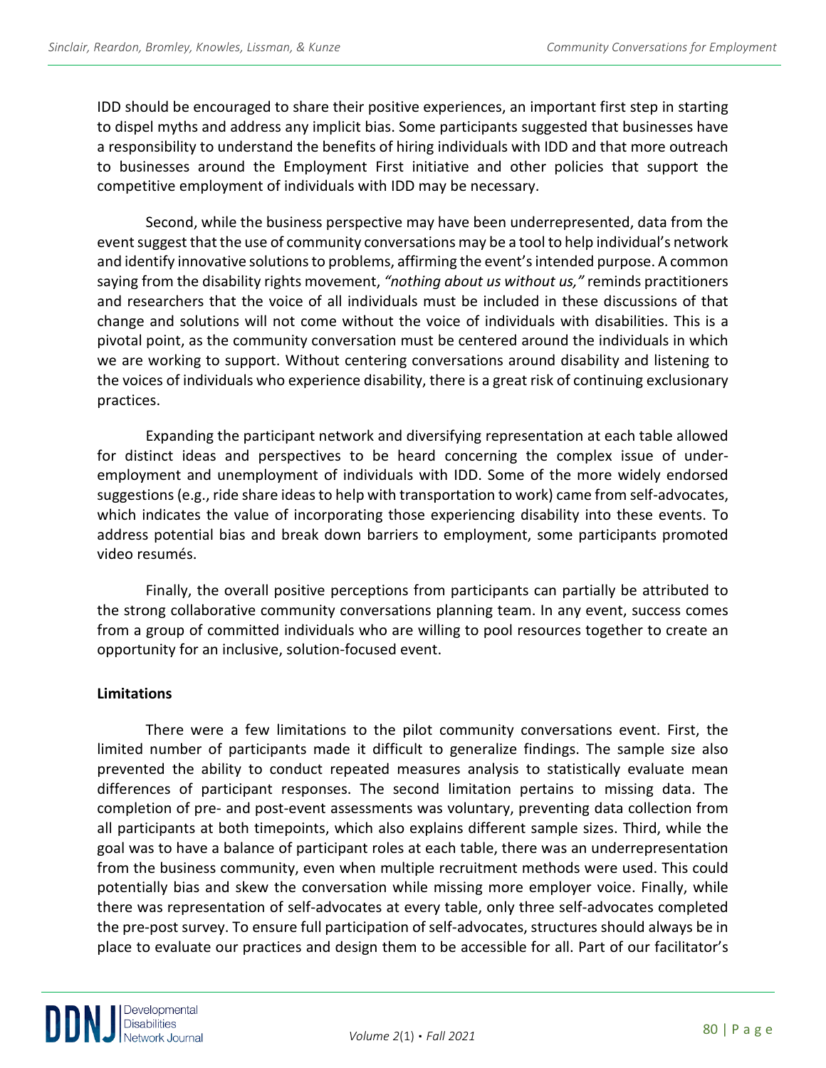IDD should be encouraged to share their positive experiences, an important first step in starting to dispel myths and address any implicit bias. Some participants suggested that businesses have a responsibility to understand the benefits of hiring individuals with IDD and that more outreach to businesses around the Employment First initiative and other policies that support the competitive employment of individuals with IDD may be necessary.

Second, while the business perspective may have been underrepresented, data from the event suggest that the use of community conversations may be a tool to help individual's network and identify innovative solutions to problems, affirming the event's intended purpose. A common saying from the disability rights movement, *"nothing about us without us,"* reminds practitioners and researchers that the voice of all individuals must be included in these discussions of that change and solutions will not come without the voice of individuals with disabilities. This is a pivotal point, as the community conversation must be centered around the individuals in which we are working to support. Without centering conversations around disability and listening to the voices of individuals who experience disability, there is a great risk of continuing exclusionary practices.

Expanding the participant network and diversifying representation at each table allowed for distinct ideas and perspectives to be heard concerning the complex issue of under-employment and unemployment of individuals with IDD. Some of the more widely endorsed suggestions (e.g., ride share ideas to help with transportation to work) came from self-advocates, which indicates the value of incorporating those experiencing disability into these events. To address potential bias and break down barriers to employment, some participants promoted video resumés.

Finally, the overall positive perceptions from participants can partially be attributed to the strong collaborative community conversations planning team. In any event, success comes from a group of committed individuals who are willing to pool resources together to create an opportunity for an inclusive, solution-focused event.

**Limitations**

There were a few limitations to the pilot community conversations event. First, the limited number of participants made it difficult to generalize findings. The sample size also prevented the ability to conduct repeated measures analysis to statistically evaluate mean differences of participant responses. The second limitation pertains to missing data. The completion of pre- and post-event assessments was voluntary, preventing data collection from all participants at both timepoints, which also explains different sample sizes. Third, while the goal was to have a balance of participant roles at each table, there was an underrepresentation from the business community, even when multiple recruitment methods were used. This could potentially bias and skew the conversation while missing more employer voice. Finally, while there was representation of self-advocates at every table, only three self-advocates completed the pre-post survey. To ensure full participation of self-advocates, structures should always be in place to evaluate our practices and design them to be accessible for all. Part of our facilitator's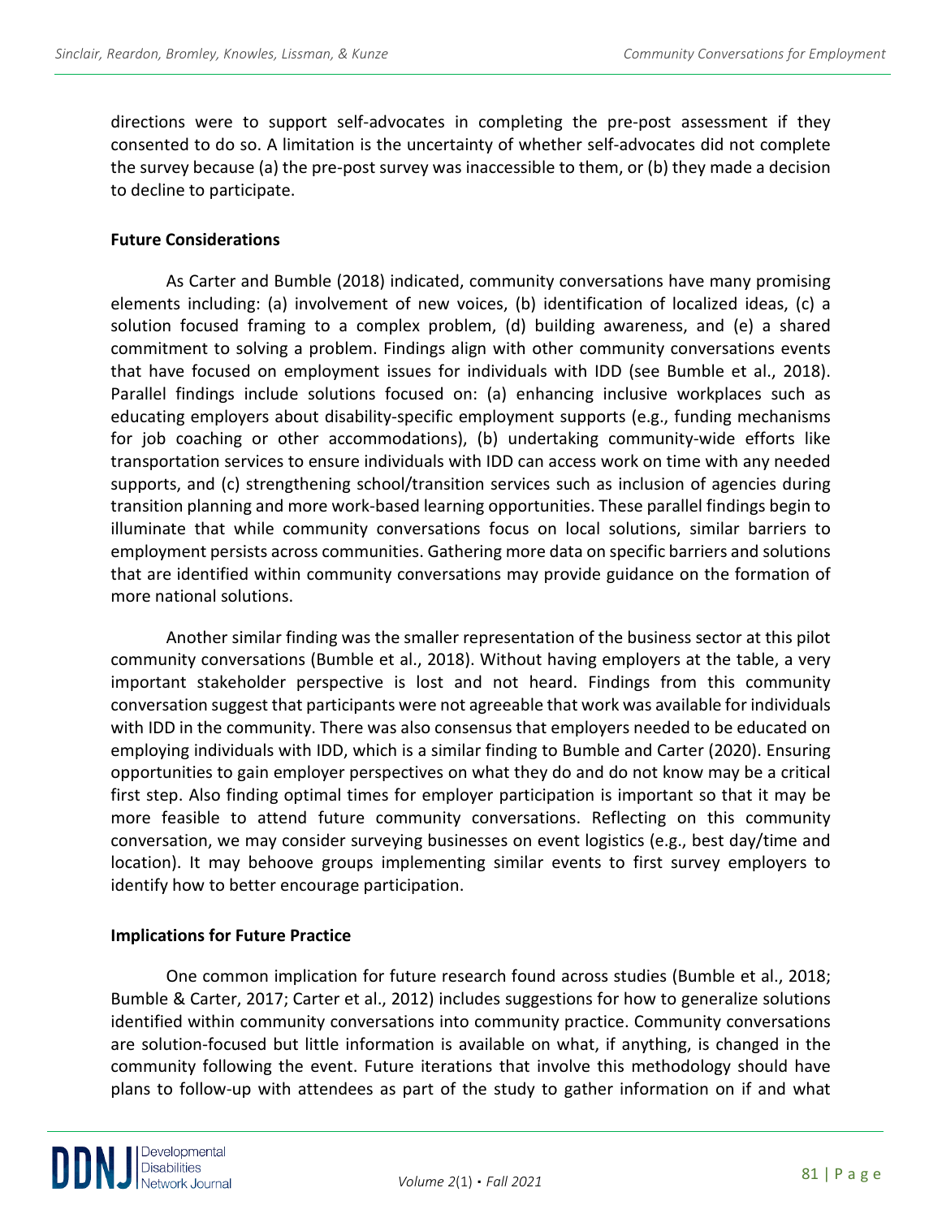directions were to support self-advocates in completing the pre-post assessment if they consented to do so. A limitation is the uncertainty of whether self-advocates did not complete the survey because (a) the pre-post survey was inaccessible to them, or (b) they made a decision to decline to participate.

### Future Considerations

As Carter and Bumble (2018) indicated, community conversations have many promising elements including: (a) involvement of new voices, (b) identification of localized ideas, (c) a solution focused framing to a complex problem, (d) building awareness, and (e) a shared commitment to solving a problem. Findings align with other community conversations events that have focused on employment issues for individuals with IDD (see Bumble et al., 2018). Parallel findings include solutions focused on: (a) enhancing inclusive workplaces such as educating employers about disability-specific employment supports (e.g., funding mechanisms for job coaching or other accommodations), (b) undertaking community-wide efforts like transportation services to ensure individuals with IDD can access work on time with any needed supports, and (c) strengthening school/transition services such as inclusion of agencies during transition planning and more work-based learning opportunities. These parallel findings begin to illuminate that while community conversations focus on local solutions, similar barriers to employment persists across communities. Gathering more data on specific barriers and solutions that are identified within community conversations may provide guidance on the formation of more national solutions.

Another similar finding was the smaller representation of the business sector at this pilot community conversations (Bumble et al., 2018). Without having employers at the table, a very important stakeholder perspective is lost and not heard. Findings from this community conversation suggest that participants were not agreeable that work was available for individuals with IDD in the community. There was also consensus that employers needed to be educated on employing individuals with IDD, which is a similar finding to Bumble and Carter (2020). Ensuring opportunities to gain employer perspectives on what they do and do not know may be a critical first step. Also finding optimal times for employer participation is important so that it may be more feasible to attend future community conversations. Reflecting on this community conversation, we may consider surveying businesses on event logistics (e.g., best day/time and location). It may behoove groups implementing similar events to first survey employers to identify how to better encourage participation.

### Implications for Future Practice

One common implication for future research found across studies (Bumble et al., 2018; Bumble & Carter, 2017; Carter et al., 2012) includes suggestions for how to generalize solutions identified within community conversations into community practice. Community conversations are solution-focused but little information is available on what, if anything, is changed in the community following the event. Future iterations that involve this methodology should have plans to follow-up with attendees as part of the study to gather information on if and what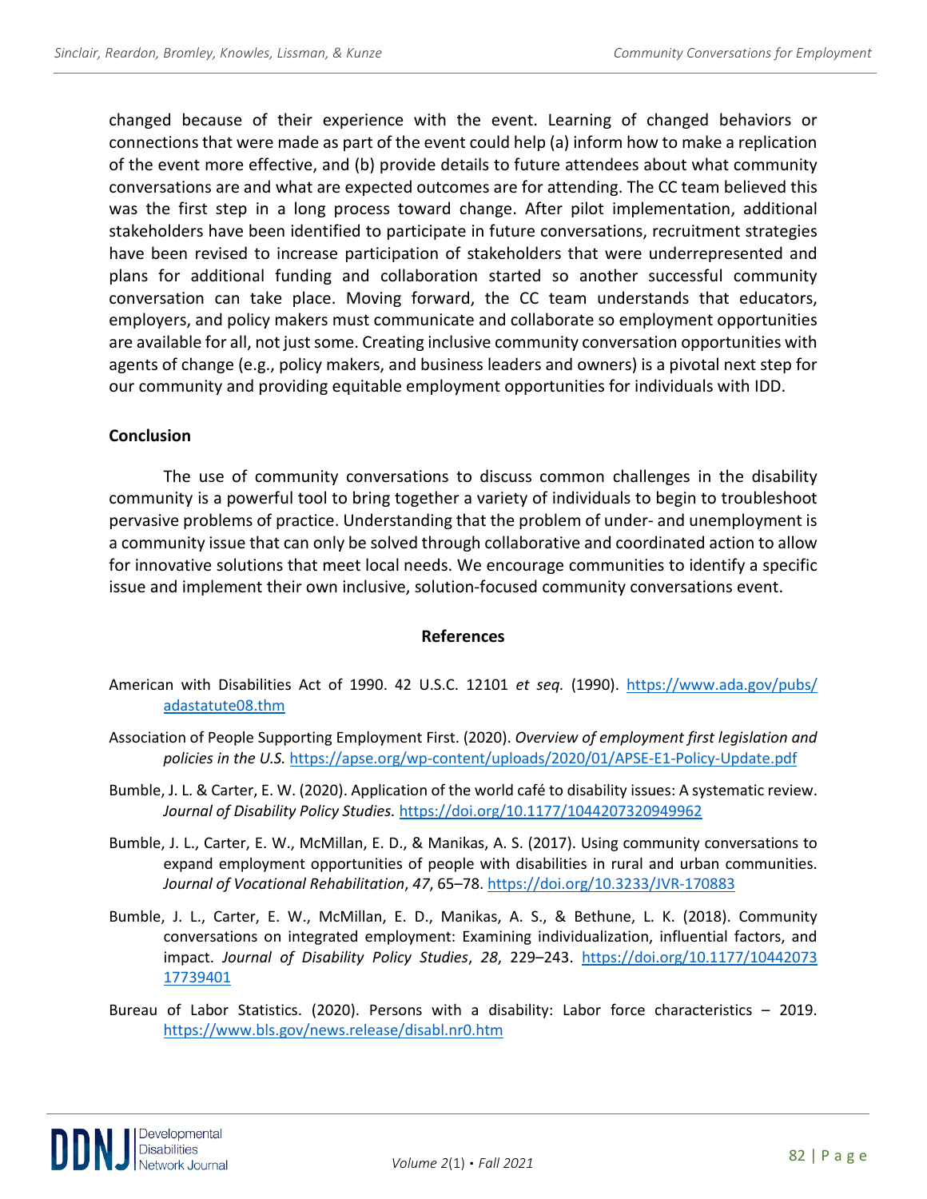changed because of their experience with the event. Learning of changed behaviors or connections that were made as part of the event could help (a) inform how to make a replication of the event more effective, and (b) provide details to future attendees about what community conversations are and what are expected outcomes are for attending. The CC team believed this was the first step in a long process toward change. After pilot implementation, additional stakeholders have been identified to participate in future conversations, recruitment strategies have been revised to increase participation of stakeholders that were underrepresented and plans for additional funding and collaboration started so another successful community conversation can take place. Moving forward, the CC team understands that educators, employers, and policy makers must communicate and collaborate so employment opportunities are available for all, not just some. Creating inclusive community conversation opportunities with agents of change (e.g., policy makers, and business leaders and owners) is a pivotal next step for our community and providing equitable employment opportunities for individuals with IDD.

## Conclusion

The use of community conversations to discuss common challenges in the disability community is a powerful tool to bring together a variety of individuals to begin to troubleshoot pervasive problems of practice. Understanding that the problem of under- and unemployment is a community issue that can only be solved through collaborative and coordinated action to allow for innovative solutions that meet local needs. We encourage communities to identify a specific issue and implement their own inclusive, solution-focused community conversations event.

## References

American with Disabilities Act of 1990. 42 U.S.C. 12101 *et seq.* (1990). https://www.ada.gov/pubs/adastatute08.thm

Association of People Supporting Employment First. (2020). *Overview of employment first legislation and policies in the U.S.* https://apse.org/wp-content/uploads/2020/01/APSE-E1-Policy-Update.pdf

Bumble, J. L. & Carter, E. W. (2020). Application of the world café to disability issues: A systematic review. *Journal of Disability Policy Studies.* https://doi.org/10.1177/1044207320949962

Bumble, J. L., Carter, E. W., McMillan, E. D., & Manikas, A. S. (2017). Using community conversations to expand employment opportunities of people with disabilities in rural and urban communities. *Journal of Vocational Rehabilitation*, *47*, 65–78. https://doi.org/10.3233/JVR-170883

Bumble, J. L., Carter, E. W., McMillan, E. D., Manikas, A. S., & Bethune, L. K. (2018). Community conversations on integrated employment: Examining individualization, influential factors, and impact. *Journal of Disability Policy Studies*, *28*, 229–243. https://doi.org/10.1177/1044207317739401

Bureau of Labor Statistics. (2020). Persons with a disability: Labor force characteristics – 2019. https://www.bls.gov/news.release/disabl.nr0.htm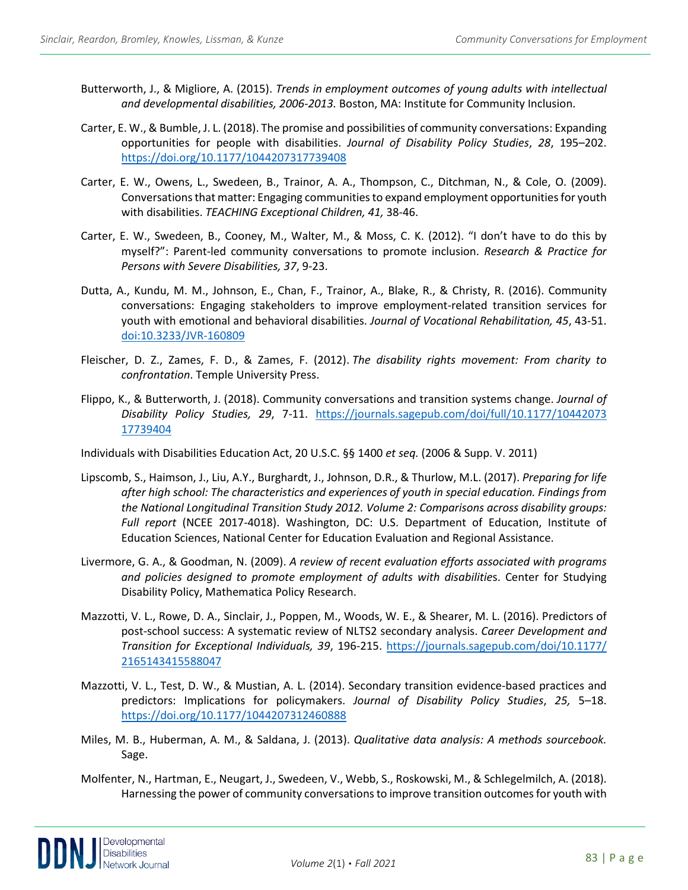Butterworth, J., & Migliore, A. (2015). *Trends in employment outcomes of young adults with intellectual and developmental disabilities, 2006-2013.* Boston, MA: Institute for Community Inclusion.

Carter, E. W., & Bumble, J. L. (2018). The promise and possibilities of community conversations: Expanding opportunities for people with disabilities. *Journal of Disability Policy Studies*, *28*, 195–202. https://doi.org/10.1177/1044207317739408

Carter, E. W., Owens, L., Swedeen, B., Trainor, A. A., Thompson, C., Ditchman, N., & Cole, O. (2009). Conversations that matter: Engaging communities to expand employment opportunities for youth with disabilities. *TEACHING Exceptional Children, 41,* 38-46.

Carter, E. W., Swedeen, B., Cooney, M., Walter, M., & Moss, C. K. (2012). "I don't have to do this by myself?": Parent-led community conversations to promote inclusion. *Research & Practice for Persons with Severe Disabilities, 37*, 9-23.

Dutta, A., Kundu, M. M., Johnson, E., Chan, F., Trainor, A., Blake, R., & Christy, R. (2016). Community conversations: Engaging stakeholders to improve employment-related transition services for youth with emotional and behavioral disabilities. *Journal of Vocational Rehabilitation, 45*, 43-51. doi:10.3233/JVR-160809

Fleischer, D. Z., Zames, F. D., & Zames, F. (2012). *The disability rights movement: From charity to confrontation*. Temple University Press.

Flippo, K., & Butterworth, J. (2018). Community conversations and transition systems change. *Journal of Disability Policy Studies, 29*, 7-11. https://journals.sagepub.com/doi/full/10.1177/1044207317739404

Individuals with Disabilities Education Act, 20 U.S.C. §§ 1400 *et seq.* (2006 & Supp. V. 2011)

Lipscomb, S., Haimson, J., Liu, A.Y., Burghardt, J., Johnson, D.R., & Thurlow, M.L. (2017). *Preparing for life after high school: The characteristics and experiences of youth in special education. Findings from the National Longitudinal Transition Study 2012. Volume 2: Comparisons across disability groups: Full report* (NCEE 2017-4018). Washington, DC: U.S. Department of Education, Institute of Education Sciences, National Center for Education Evaluation and Regional Assistance.

Livermore, G. A., & Goodman, N. (2009). *A review of recent evaluation efforts associated with programs and policies designed to promote employment of adults with disabilitie*s. Center for Studying Disability Policy, Mathematica Policy Research.

Mazzotti, V. L., Rowe, D. A., Sinclair, J., Poppen, M., Woods, W. E., & Shearer, M. L. (2016). Predictors of post-school success: A systematic review of NLTS2 secondary analysis. *Career Development and Transition for Exceptional Individuals, 39*, 196-215. https://journals.sagepub.com/doi/10.1177/2165143415588047

Mazzotti, V. L., Test, D. W., & Mustian, A. L. (2014). Secondary transition evidence-based practices and predictors: Implications for policymakers. *Journal of Disability Policy Studies*, *25,* 5–18. https://doi.org/10.1177/1044207312460888

Miles, M. B., Huberman, A. M., & Saldana, J. (2013). *Qualitative data analysis: A methods sourcebook.* Sage.

Molfenter, N., Hartman, E., Neugart, J., Swedeen, V., Webb, S., Roskowski, M., & Schlegelmilch, A. (2018). Harnessing the power of community conversations to improve transition outcomes for youth with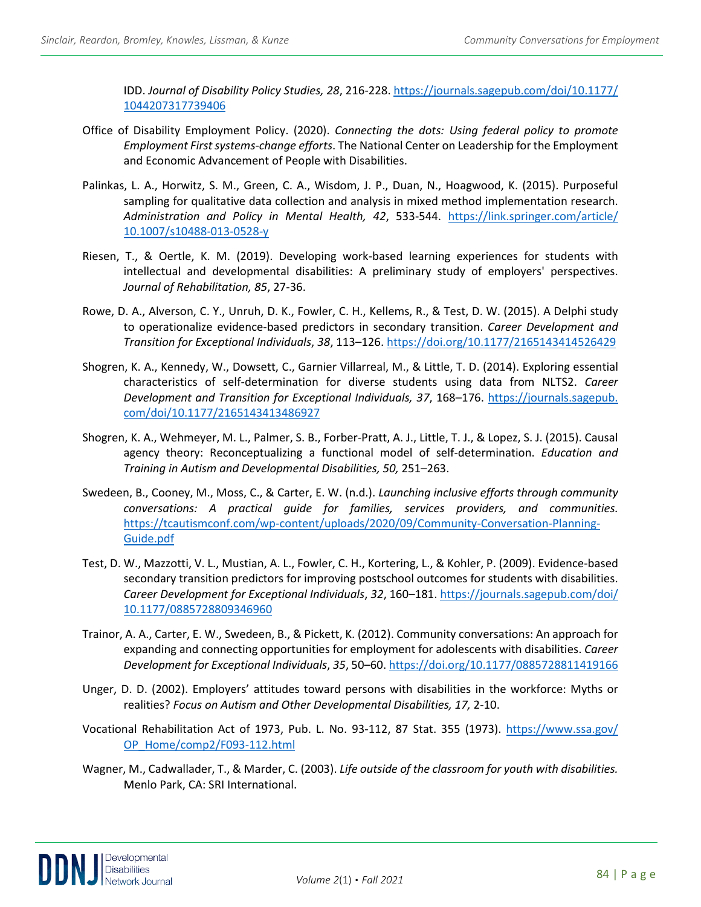IDD. *Journal of Disability Policy Studies, 28*, 216-228. https://journals.sagepub.com/doi/10.1177/1044207317739406

Office of Disability Employment Policy. (2020). *Connecting the dots: Using federal policy to promote Employment First systems-change efforts*. The National Center on Leadership for the Employment and Economic Advancement of People with Disabilities.

Palinkas, L. A., Horwitz, S. M., Green, C. A., Wisdom, J. P., Duan, N., Hoagwood, K. (2015). Purposeful sampling for qualitative data collection and analysis in mixed method implementation research. *Administration and Policy in Mental Health, 42*, 533-544. https://link.springer.com/article/10.1007/s10488-013-0528-y

Riesen, T., & Oertle, K. M. (2019). Developing work-based learning experiences for students with intellectual and developmental disabilities: A preliminary study of employers' perspectives. *Journal of Rehabilitation, 85*, 27-36.

Rowe, D. A., Alverson, C. Y., Unruh, D. K., Fowler, C. H., Kellems, R., & Test, D. W. (2015). A Delphi study to operationalize evidence-based predictors in secondary transition. *Career Development and Transition for Exceptional Individuals*, *38*, 113–126. https://doi.org/10.1177/2165143414526429

Shogren, K. A., Kennedy, W., Dowsett, C., Garnier Villarreal, M., & Little, T. D. (2014). Exploring essential characteristics of self-determination for diverse students using data from NLTS2. *Career Development and Transition for Exceptional Individuals, 37*, 168–176. https://journals.sagepub.com/doi/10.1177/2165143413486927

Shogren, K. A., Wehmeyer, M. L., Palmer, S. B., Forber-Pratt, A. J., Little, T. J., & Lopez, S. J. (2015). Causal agency theory: Reconceptualizing a functional model of self-determination. *Education and Training in Autism and Developmental Disabilities, 50,* 251–263.

Swedeen, B., Cooney, M., Moss, C., & Carter, E. W. (n.d.). *Launching inclusive efforts through community conversations: A practical guide for families, services providers, and communities.* https://tcautismconf.com/wp-content/uploads/2020/09/Community-Conversation-Planning-Guide.pdf

Test, D. W., Mazzotti, V. L., Mustian, A. L., Fowler, C. H., Kortering, L., & Kohler, P. (2009). Evidence-based secondary transition predictors for improving postschool outcomes for students with disabilities. *Career Development for Exceptional Individuals*, *32*, 160–181. https://journals.sagepub.com/doi/10.1177/0885728809346960

Trainor, A. A., Carter, E. W., Swedeen, B., & Pickett, K. (2012). Community conversations: An approach for expanding and connecting opportunities for employment for adolescents with disabilities. *Career Development for Exceptional Individuals*, *35*, 50–60. https://doi.org/10.1177/0885728811419166

Unger, D. D. (2002). Employers' attitudes toward persons with disabilities in the workforce: Myths or realities? *Focus on Autism and Other Developmental Disabilities, 17,* 2-10.

Vocational Rehabilitation Act of 1973, Pub. L. No. 93-112, 87 Stat. 355 (1973). https://www.ssa.gov/OP_Home/comp2/F093-112.html

Wagner, M., Cadwallader, T., & Marder, C. (2003). *Life outside of the classroom for youth with disabilities.* Menlo Park, CA: SRI International.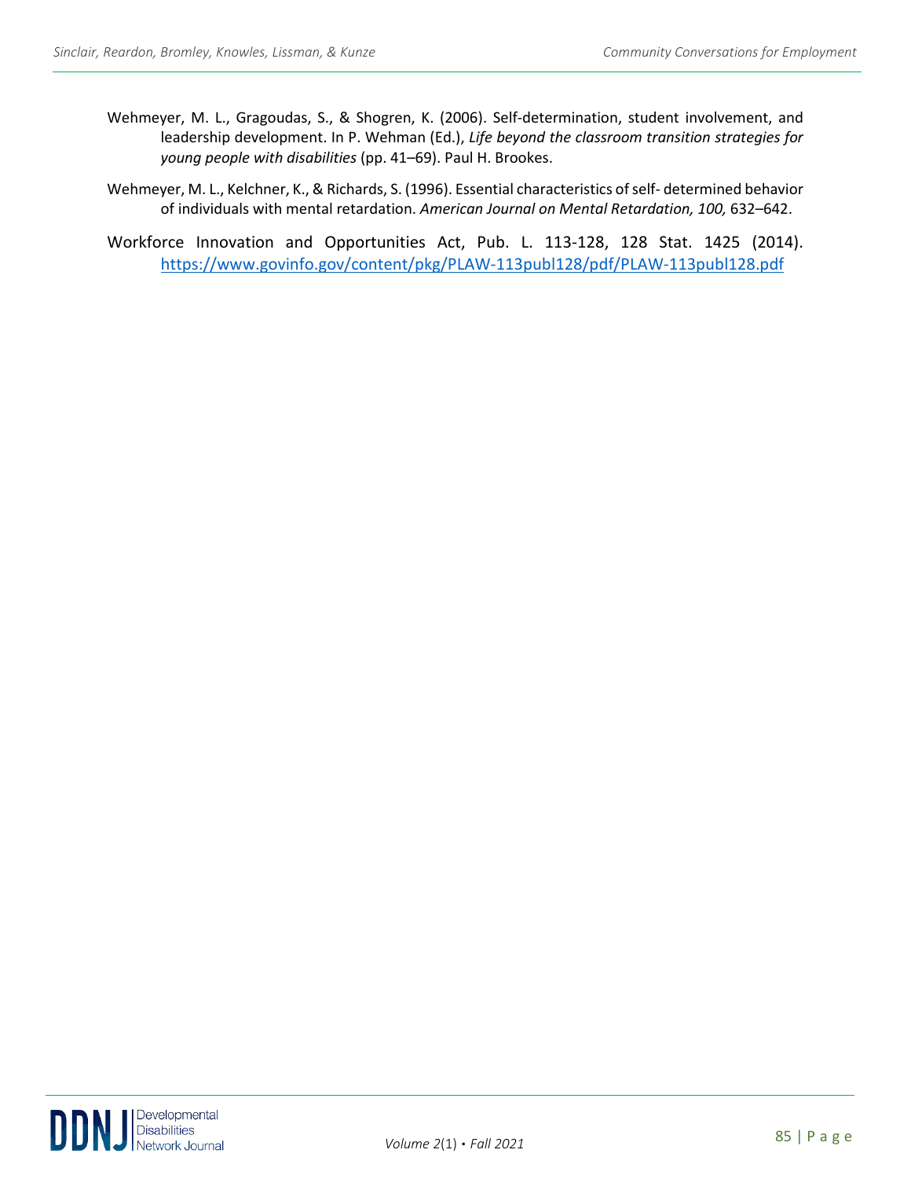Wehmeyer, M. L., Gragoudas, S., & Shogren, K. (2006). Self-determination, student involvement, and leadership development. In P. Wehman (Ed.), *Life beyond the classroom transition strategies for young people with disabilities* (pp. 41–69). Paul H. Brookes.

Wehmeyer, M. L., Kelchner, K., & Richards, S. (1996). Essential characteristics of self- determined behavior of individuals with mental retardation. *American Journal on Mental Retardation, 100,* 632–642.

Workforce Innovation and Opportunities Act, Pub. L. 113-128, 128 Stat. 1425 (2014). https://www.govinfo.gov/content/pkg/PLAW-113publ128/pdf/PLAW-113publ128.pdf